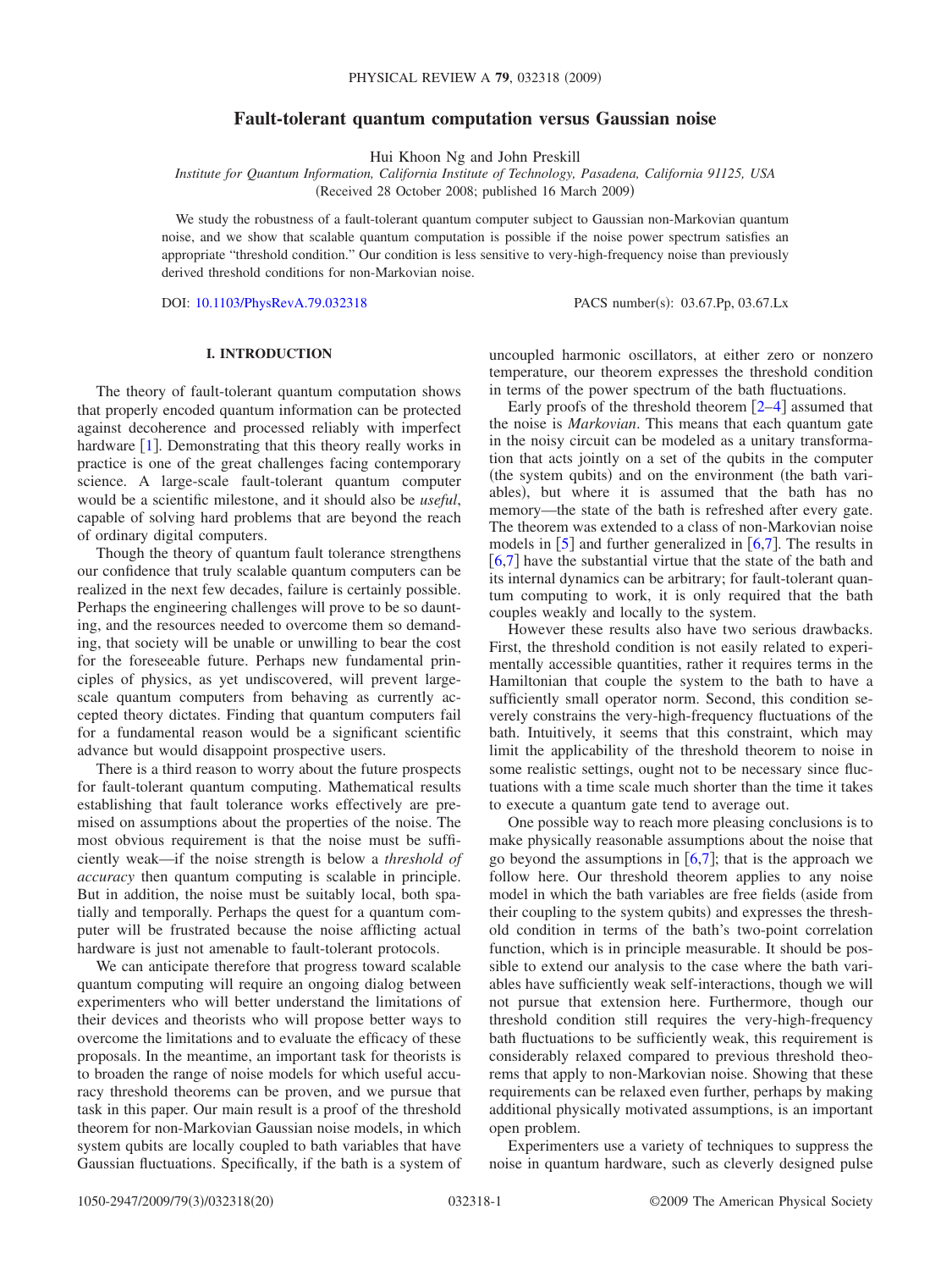# Fault-tolerant quantum computation versus Gaussian noise

Hui Khoon Ng and John Preskill

*Institute for Quantum Information, California Institute of Technology, Pasadena, California 91125, USA*

(Received 28 October 2008; published 16 March 2009)

We study the robustness of a fault-tolerant quantum computer subject to Gaussian non-Markovian quantum noise, and we show that scalable quantum computation is possible if the noise power spectrum satisfies an appropriate "threshold condition." Our condition is less sensitive to very-high-frequency noise than previously derived threshold conditions for non-Markovian noise.

DOI: 10.1103/PhysRevA.79.032318

PACS number(s): 03.67.Pp, 03.67.Lx

## I. INTRODUCTION

The theory of fault-tolerant quantum computation shows that properly encoded quantum information can be protected against decoherence and processed reliably with imperfect hardware [1]. Demonstrating that this theory really works in practice is one of the great challenges facing contemporary science. A large-scale fault-tolerant quantum computer would be a scientific milestone, and it should also be *useful*, capable of solving hard problems that are beyond the reach of ordinary digital computers.

Though the theory of quantum fault tolerance strengthens our confidence that truly scalable quantum computers can be realized in the next few decades, failure is certainly possible. Perhaps the engineering challenges will prove to be so daunting, and the resources needed to overcome them so demanding, that society will be unable or unwilling to bear the cost for the foreseeable future. Perhaps new fundamental principles of physics, as yet undiscovered, will prevent large-scale quantum computers from behaving as currently accepted theory dictates. Finding that quantum computers fail for a fundamental reason would be a significant scientific advance but would disappoint prospective users.

There is a third reason to worry about the future prospects for fault-tolerant quantum computing. Mathematical results establishing that fault tolerance works effectively are premised on assumptions about the properties of the noise. The most obvious requirement is that the noise must be sufficiently weak—if the noise strength is below a *threshold of accuracy* then quantum computing is scalable in principle. But in addition, the noise must be suitably local, both spatially and temporally. Perhaps the quest for a quantum computer will be frustrated because the noise afflicting actual hardware is just not amenable to fault-tolerant protocols.

We can anticipate therefore that progress toward scalable quantum computing will require an ongoing dialog between experimenters who will better understand the limitations of their devices and theorists who will propose better ways to overcome the limitations and to evaluate the efficacy of these proposals. In the meantime, an important task for theorists is to broaden the range of noise models for which useful accuracy threshold theorems can be proven, and we pursue that task in this paper. Our main result is a proof of the threshold theorem for non-Markovian Gaussian noise models, in which system qubits are locally coupled to bath variables that have Gaussian fluctuations. Specifically, if the bath is a system of uncoupled harmonic oscillators, at either zero or nonzero temperature, our theorem expresses the threshold condition in terms of the power spectrum of the bath fluctuations.

Early proofs of the threshold theorem [2–4] assumed that the noise is *Markovian*. This means that each quantum gate in the noisy circuit can be modeled as a unitary transformation that acts jointly on a set of the qubits in the computer (the system qubits) and on the environment (the bath variables), but where it is assumed that the bath has no memory—the state of the bath is refreshed after every gate. The theorem was extended to a class of non-Markovian noise models in [5] and further generalized in [6,7]. The results in [6,7] have the substantial virtue that the state of the bath and its internal dynamics can be arbitrary; for fault-tolerant quantum computing to work, it is only required that the bath couples weakly and locally to the system.

However these results also have two serious drawbacks. First, the threshold condition is not easily related to experimentally accessible quantities, rather it requires terms in the Hamiltonian that couple the system to the bath to have a sufficiently small operator norm. Second, this condition severely constrains the very-high-frequency fluctuations of the bath. Intuitively, it seems that this constraint, which may limit the applicability of the threshold theorem to noise in some realistic settings, ought not to be necessary since fluctuations with a time scale much shorter than the time it takes to execute a quantum gate tend to average out.

One possible way to reach more pleasing conclusions is to make physically reasonable assumptions about the noise that go beyond the assumptions in [6,7]; that is the approach we follow here. Our threshold theorem applies to any noise model in which the bath variables are free fields (aside from their coupling to the system qubits) and expresses the threshold condition in terms of the bath's two-point correlation function, which is in principle measurable. It should be possible to extend our analysis to the case where the bath variables have sufficiently weak self-interactions, though we will not pursue that extension here. Furthermore, though our threshold condition still requires the very-high-frequency bath fluctuations to be sufficiently weak, this requirement is considerably relaxed compared to previous threshold theorems that apply to non-Markovian noise. Showing that these requirements can be relaxed even further, perhaps by making additional physically motivated assumptions, is an important open problem.

Experimenters use a variety of techniques to suppress the noise in quantum hardware, such as cleverly designed pulse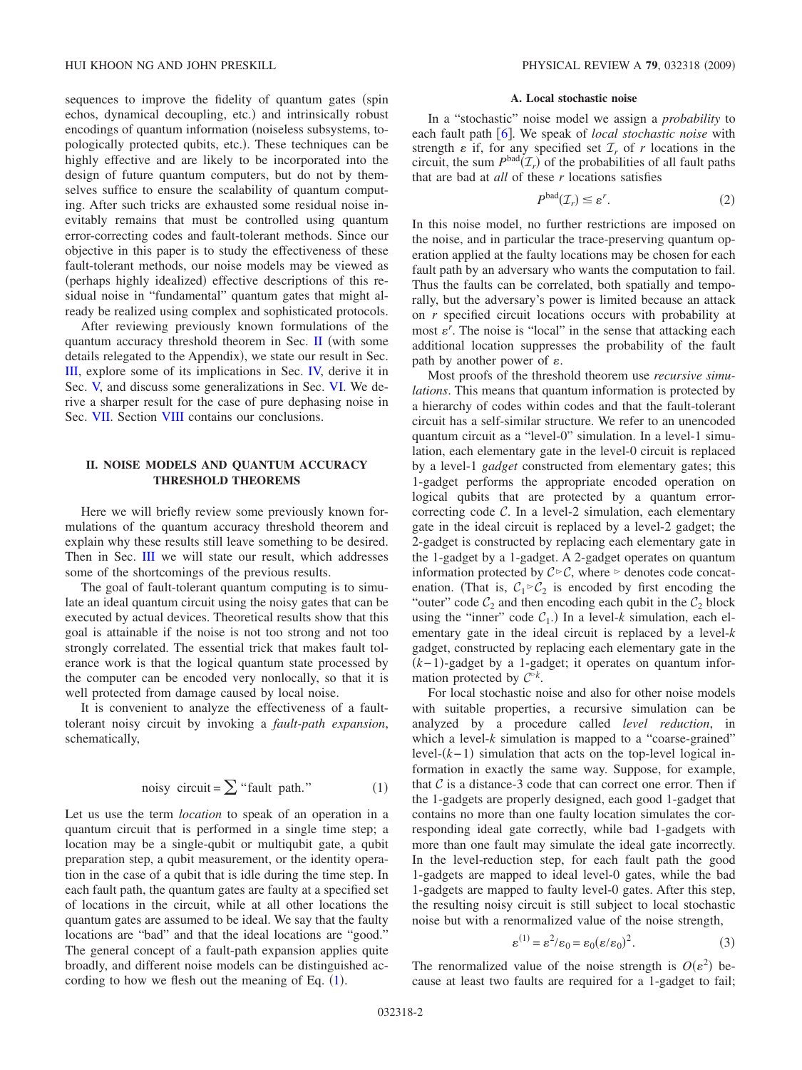sequences to improve the fidelity of quantum gates (spin echos, dynamical decoupling, etc.) and intrinsically robust encodings of quantum information (noiseless subsystems, topologically protected qubits, etc.). These techniques can be highly effective and are likely to be incorporated into the design of future quantum computers, but do not by themselves suffice to ensure the scalability of quantum computing. After such tricks are exhausted some residual noise inevitably remains that must be controlled using quantum error-correcting codes and fault-tolerant methods. Since our objective in this paper is to study the effectiveness of these fault-tolerant methods, our noise models may be viewed as (perhaps highly idealized) effective descriptions of this residual noise in "fundamental" quantum gates that might already be realized using complex and sophisticated protocols.

After reviewing previously known formulations of the quantum accuracy threshold theorem in Sec. II (with some details relegated to the Appendix), we state our result in Sec. III, explore some of its implications in Sec. IV, derive it in Sec. V, and discuss some generalizations in Sec. VI. We derive a sharper result for the case of pure dephasing noise in Sec. VII. Section VIII contains our conclusions.

## II. NOISE MODELS AND QUANTUM ACCURACY THRESHOLD THEOREMS

Here we will briefly review some previously known formulations of the quantum accuracy threshold theorem and explain why these results still leave something to be desired. Then in Sec. III we will state our result, which addresses some of the shortcomings of the previous results.

The goal of fault-tolerant quantum computing is to simulate an ideal quantum circuit using the noisy gates that can be executed by actual devices. Theoretical results show that this goal is attainable if the noise is not too strong and not too strongly correlated. The essential trick that makes fault tolerance work is that the logical quantum state processed by the computer can be encoded very nonlocally, so that it is well protected from damage caused by local noise.

It is convenient to analyze the effectiveness of a fault-tolerant noisy circuit by invoking a *fault-path expansion*, schematically,

$$\text{noisy circuit} = \sum \text{"fault path."} \tag{1}$$

Let us use the term *location* to speak of an operation in a quantum circuit that is performed in a single time step; a location may be a single-qubit or multiqubit gate, a qubit preparation step, a qubit measurement, or the identity operation in the case of a qubit that is idle during the time step. In each fault path, the quantum gates are faulty at a specified set of locations in the circuit, while at all other locations the quantum gates are assumed to be ideal. We say that the faulty locations are "bad" and that the ideal locations are "good." The general concept of a fault-path expansion applies quite broadly, and different noise models can be distinguished according to how we flesh out the meaning of Eq. (1).

### A. Local stochastic noise

In a "stochastic" noise model we assign a *probability* to each fault path [6]. We speak of *local stochastic noise* with strength $\varepsilon$ if, for any specified set $\mathcal{I}_r$ of $r$ locations in the circuit, the sum $P^{\text{bad}}(\mathcal{I}_r)$ of the probabilities of all fault paths that are bad at *all* of these $r$ locations satisfies

$$P^{\text{bad}}(\mathcal{I}_r) \leq \varepsilon^r. \tag{2}$$

In this noise model, no further restrictions are imposed on the noise, and in particular the trace-preserving quantum operation applied at the faulty locations may be chosen for each fault path by an adversary who wants the computation to fail. Thus the faults can be correlated, both spatially and temporally, but the adversary's power is limited because an attack on $r$ specified circuit locations occurs with probability at most $\varepsilon^r$. The noise is "local" in the sense that attacking each additional location suppresses the probability of the fault path by another power of $\varepsilon$.

Most proofs of the threshold theorem use *recursive simulations*. This means that quantum information is protected by a hierarchy of codes within codes and that the fault-tolerant circuit has a self-similar structure. We refer to an unencoded quantum circuit as a "level-0" simulation. In a level-1 simulation, each elementary gate in the level-0 circuit is replaced by a level-1 *gadget* constructed from elementary gates; this 1-gadget performs the appropriate encoded operation on logical qubits that are protected by a quantum error-correcting code $\mathcal{C}$. In a level-2 simulation, each elementary gate in the ideal circuit is replaced by a level-2 gadget; the 2-gadget is constructed by replacing each elementary gate in the 1-gadget by a 1-gadget. A 2-gadget operates on quantum information protected by $\mathcal{C} \triangleright \mathcal{C}$, where $\triangleright$ denotes code concatenation. (That is, $\mathcal{C}_1 \triangleright \mathcal{C}_2$ is encoded by first encoding the "outer" code $\mathcal{C}_2$ and then encoding each qubit in the $\mathcal{C}_2$ block using the "inner" code $\mathcal{C}_1$.) In a level-$k$ simulation, each elementary gate in the ideal circuit is replaced by a level-$k$ gadget, constructed by replacing each elementary gate in the $(k-1)$-gadget by a 1-gadget; it operates on quantum information protected by $\mathcal{C}^{\triangleright k}$.

For local stochastic noise and also for other noise models with suitable properties, a recursive simulation can be analyzed by a procedure called *level reduction*, in which a level-$k$ simulation is mapped to a "coarse-grained" level-$(k-1)$ simulation that acts on the top-level logical information in exactly the same way. Suppose, for example, that $\mathcal{C}$ is a distance-3 code that can correct one error. Then if the 1-gadgets are properly designed, each good 1-gadget that contains no more than one faulty location simulates the corresponding ideal gate correctly, while bad 1-gadgets with more than one fault may simulate the ideal gate incorrectly. In the level-reduction step, for each fault path the good 1-gadgets are mapped to ideal level-0 gates, while the bad 1-gadgets are mapped to faulty level-0 gates. After this step, the resulting noisy circuit is still subject to local stochastic noise but with a renormalized value of the noise strength,

$$\varepsilon^{(1)} = \varepsilon^2/\varepsilon_0 = \varepsilon_0(\varepsilon/\varepsilon_0)^2. \tag{3}$$

The renormalized value of the noise strength is $O(\varepsilon^2)$ because at least two faults are required for a 1-gadget to fail;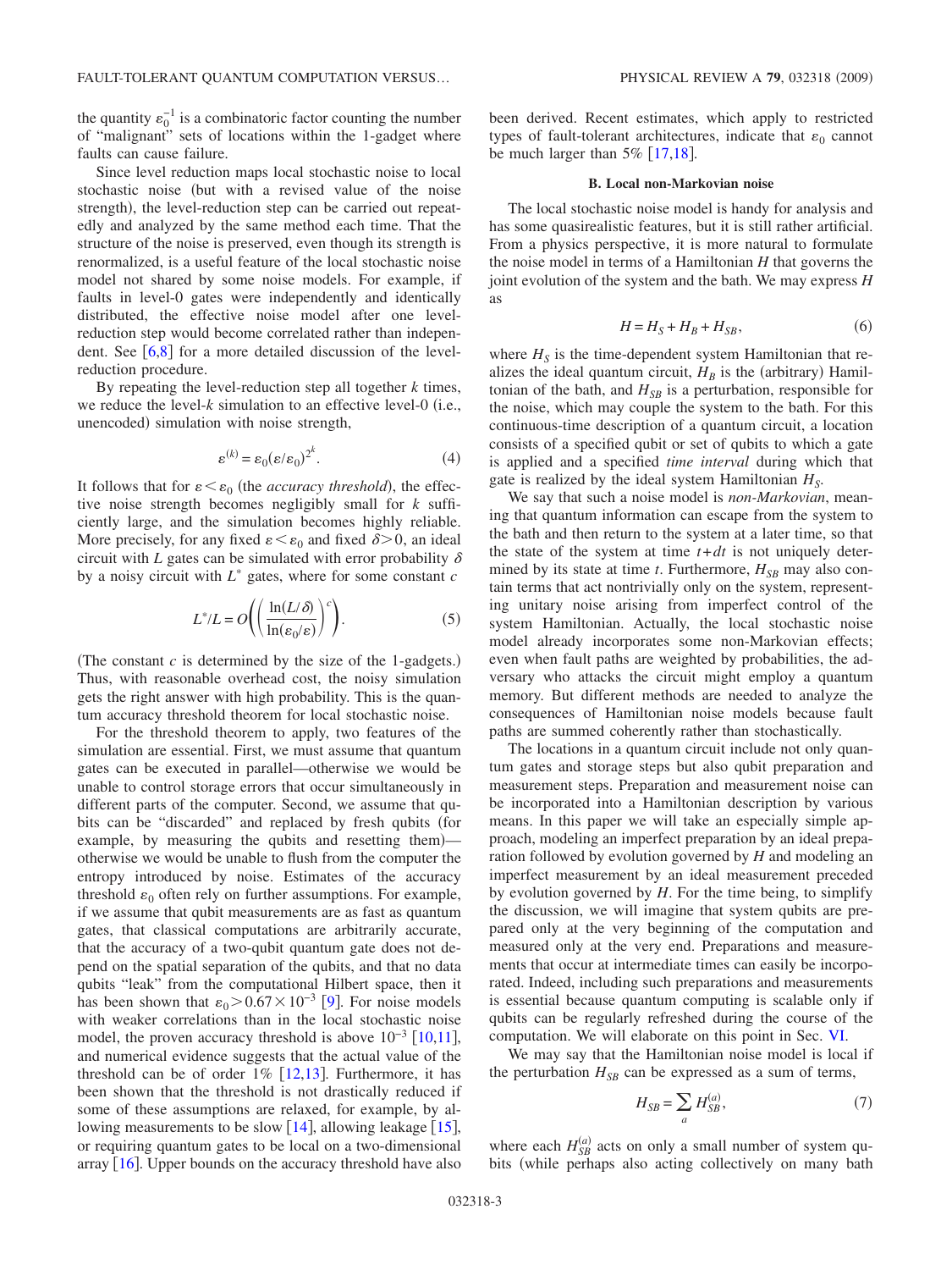the quantity $\varepsilon_0^{-1}$ is a combinatoric factor counting the number of "malignant" sets of locations within the 1-gadget where faults can cause failure.

Since level reduction maps local stochastic noise to local stochastic noise (but with a revised value of the noise strength), the level-reduction step can be carried out repeatedly and analyzed by the same method each time. That the structure of the noise is preserved, even though its strength is renormalized, is a useful feature of the local stochastic noise model not shared by some noise models. For example, if faults in level-0 gates were independently and identically distributed, the effective noise model after one level-reduction step would become correlated rather than independent. See [6,8] for a more detailed discussion of the level-reduction procedure.

By repeating the level-reduction step all together $k$ times, we reduce the level-$k$ simulation to an effective level-0 (i.e., unencoded) simulation with noise strength,

$$\varepsilon^{(k)} = \varepsilon_0(\varepsilon/\varepsilon_0)^{2^k}. \tag{4}$$

It follows that for $\varepsilon < \varepsilon_0$ (the *accuracy threshold*), the effective noise strength becomes negligibly small for $k$ sufficiently large, and the simulation becomes highly reliable. More precisely, for any fixed $\varepsilon < \varepsilon_0$ and fixed $\delta > 0$, an ideal circuit with $L$ gates can be simulated with error probability $\delta$ by a noisy circuit with $L^*$ gates, where for some constant $c$

$$L^*/L = O\left(\left(\frac{\ln(L/\delta)}{\ln(\varepsilon_0/\varepsilon)}\right)^c\right). \tag{5}$$

(The constant $c$ is determined by the size of the 1-gadgets.) Thus, with reasonable overhead cost, the noisy simulation gets the right answer with high probability. This is the quantum accuracy threshold theorem for local stochastic noise.

For the threshold theorem to apply, two features of the simulation are essential. First, we must assume that quantum gates can be executed in parallel—otherwise we would be unable to control storage errors that occur simultaneously in different parts of the computer. Second, we assume that qubits can be "discarded" and replaced by fresh qubits (for example, by measuring the qubits and resetting them)—otherwise we would be unable to flush from the computer the entropy introduced by noise. Estimates of the accuracy threshold $\varepsilon_0$ often rely on further assumptions. For example, if we assume that qubit measurements are as fast as quantum gates, that classical computations are arbitrarily accurate, that the accuracy of a two-qubit quantum gate does not depend on the spatial separation of the qubits, and that no data qubits "leak" from the computational Hilbert space, then it has been shown that $\varepsilon_0 > 0.67 \times 10^{-3}$ [9]. For noise models with weaker correlations than in the local stochastic noise model, the proven accuracy threshold is above $10^{-3}$ [10,11], and numerical evidence suggests that the actual value of the threshold can be of order 1% [12,13]. Furthermore, it has been shown that the threshold is not drastically reduced if some of these assumptions are relaxed, for example, by allowing measurements to be slow [14], allowing leakage [15], or requiring quantum gates to be local on a two-dimensional array [16]. Upper bounds on the accuracy threshold have also been derived. Recent estimates, which apply to restricted types of fault-tolerant architectures, indicate that $\varepsilon_0$ cannot be much larger than 5% [17,18].

### B. Local non-Markovian noise

The local stochastic noise model is handy for analysis and has some quasirealistic features, but it is still rather artificial. From a physics perspective, it is more natural to formulate the noise model in terms of a Hamiltonian $H$ that governs the joint evolution of the system and the bath. We may express $H$ as

$$H = H_S + H_B + H_{SB}, \tag{6}$$

where $H_S$ is the time-dependent system Hamiltonian that realizes the ideal quantum circuit, $H_B$ is the (arbitrary) Hamiltonian of the bath, and $H_{SB}$ is a perturbation, responsible for the noise, which may couple the system to the bath. For this continuous-time description of a quantum circuit, a location consists of a specified qubit or set of qubits to which a gate is applied and a specified *time interval* during which that gate is realized by the ideal system Hamiltonian $H_S$.

We say that such a noise model is *non-Markovian*, meaning that quantum information can escape from the system to the bath and then return to the system at a later time, so that the state of the system at time $t+dt$ is not uniquely determined by its state at time $t$. Furthermore, $H_{SB}$ may also contain terms that act nontrivially only on the system, representing unitary noise arising from imperfect control of the system Hamiltonian. Actually, the local stochastic noise model already incorporates some non-Markovian effects; even when fault paths are weighted by probabilities, the adversary who attacks the circuit might employ a quantum memory. But different methods are needed to analyze the consequences of Hamiltonian noise models because fault paths are summed coherently rather than stochastically.

The locations in a quantum circuit include not only quantum gates and storage steps but also qubit preparation and measurement steps. Preparation and measurement noise can be incorporated into a Hamiltonian description by various means. In this paper we will take an especially simple approach, modeling an imperfect preparation by an ideal preparation followed by evolution governed by $H$ and modeling an imperfect measurement by an ideal measurement preceded by evolution governed by $H$. For the time being, to simplify the discussion, we will imagine that system qubits are prepared only at the very beginning of the computation and measured only at the very end. Preparations and measurements that occur at intermediate times can easily be incorporated. Indeed, including such preparations and measurements is essential because quantum computing is scalable only if qubits can be regularly refreshed during the course of the computation. We will elaborate on this point in Sec. VI.

We may say that the Hamiltonian noise model is local if the perturbation $H_{SB}$ can be expressed as a sum of terms,

$$H_{SB} = \sum_a H_{SB}^{(a)}, \tag{7}$$

where each $H_{SB}^{(a)}$ acts on only a small number of system qubits (while perhaps also acting collectively on many bath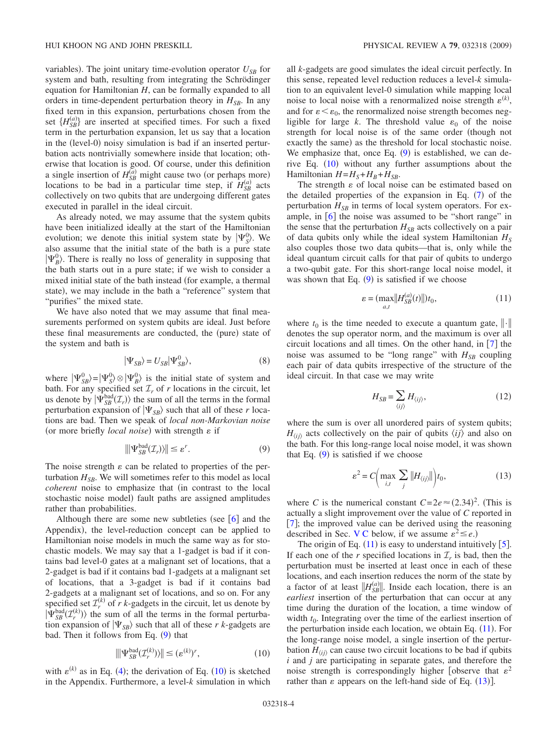variables). The joint unitary time-evolution operator $U_{SB}$ for system and bath, resulting from integrating the Schrödinger equation for Hamiltonian $H$, can be formally expanded to all orders in time-dependent perturbation theory in $H_{SB}$. In any fixed term in this expansion, perturbations chosen from the set $\{H_{SB}^{(a)}\}$ are inserted at specified times. For such a fixed term in the perturbation expansion, let us say that a location in the (level-0) noisy simulation is bad if an inserted perturbation acts nontrivially somewhere inside that location; otherwise that location is good. Of course, under this definition a single insertion of $H_{SB}^{(a)}$ might cause two (or perhaps more) locations to be bad in a particular time step, if $H_{SB}^{(a)}$ acts collectively on two qubits that are undergoing different gates executed in parallel in the ideal circuit.

As already noted, we may assume that the system qubits have been initialized ideally at the start of the Hamiltonian evolution; we denote this initial system state by $|\Psi_S^0\rangle$. We also assume that the initial state of the bath is a pure state $|\Psi_B^0\rangle$. There is really no loss of generality in supposing that the bath starts out in a pure state; if we wish to consider a mixed initial state of the bath instead (for example, a thermal state), we may include in the bath a "reference" system that "purifies" the mixed state.

We have also noted that we may assume that final measurements performed on system qubits are ideal. Just before these final measurements are conducted, the (pure) state of the system and bath is

$$|\Psi_{SB}\rangle = U_{SB}|\Psi_{SB}^0\rangle, \tag{8}$$

where $|\Psi_{SB}^0\rangle = |\Psi_S^0\rangle \otimes |\Psi_B^0\rangle$ is the initial state of system and bath. For any specified set $\mathcal{I}_r$ of $r$ locations in the circuit, let us denote by $|\Psi_{SB}^{\text{bad}}(\mathcal{I}_r)\rangle$ the sum of all the terms in the formal perturbation expansion of $|\Psi_{SB}\rangle$ such that all of these $r$ locations are bad. Then we speak of *local non-Markovian noise* (or more briefly *local noise*) with strength $\varepsilon$ if

$$\||\Psi_{SB}^{\text{bad}}(\mathcal{I}_r)\rangle\| \le \varepsilon^r. \tag{9}$$

The noise strength $\varepsilon$ can be related to properties of the perturbation $H_{SB}$. We will sometimes refer to this model as local *coherent* noise to emphasize that (in contrast to the local stochastic noise model) fault paths are assigned amplitudes rather than probabilities.

Although there are some new subtleties (see [6] and the Appendix), the level-reduction concept can be applied to Hamiltonian noise models in much the same way as for stochastic models. We may say that a 1-gadget is bad if it contains bad level-0 gates at a malignant set of locations, that a 2-gadget is bad if it contains bad 1-gadgets at a malignant set of locations, that a 3-gadget is bad if it contains bad 2-gadgets at a malignant set of locations, and so on. For any specified set $\mathcal{I}_r^{(k)}$ of $r$ $k$-gadgets in the circuit, let us denote by $|\Psi_{SB}^{\text{bad}}(\mathcal{I}_r^{(k)})\rangle$ the sum of all the terms in the formal perturbation expansion of $|\Psi_{SB}\rangle$ such that all of these $r$ $k$-gadgets are bad. Then it follows from Eq. (9) that

$$\||\Psi_{SB}^{\text{bad}}(\mathcal{I}_r^{(k)})\rangle\| \le (\varepsilon^{(k)})^r, \tag{10}$$

with $\varepsilon^{(k)}$ as in Eq. (4); the derivation of Eq. (10) is sketched in the Appendix. Furthermore, a level-$k$ simulation in which all $k$-gadgets are good simulates the ideal circuit perfectly. In this sense, repeated level reduction reduces a level-$k$ simulation to an equivalent level-0 simulation while mapping local noise to local noise with a renormalized noise strength $\varepsilon^{(k)}$, and for $\varepsilon < \varepsilon_0$, the renormalized noise strength becomes negligible for large $k$. The threshold value $\varepsilon_0$ of the noise strength for local noise is of the same order (though not exactly the same) as the threshold for local stochastic noise. We emphasize that, once Eq. (9) is established, we can derive Eq. (10) without any further assumptions about the Hamiltonian $H = H_S + H_B + H_{SB}$.

The strength $\varepsilon$ of local noise can be estimated based on the detailed properties of the expansion in Eq. (7) of the perturbation $H_{SB}$ in terms of local system operators. For example, in [6] the noise was assumed to be "short range" in the sense that the perturbation $H_{SB}$ acts collectively on a pair of data qubits only while the ideal system Hamiltonian $H_S$ also couples those two data qubits—that is, only while the ideal quantum circuit calls for that pair of qubits to undergo a two-qubit gate. For this short-range local noise model, it was shown that Eq. (9) is satisfied if we choose

$$\varepsilon = (\max_{a,t}\|H_{SB}^{(a)}(t)\|)t_0, \tag{11}$$

where $t_0$ is the time needed to execute a quantum gate, $\|\cdot\|$ denotes the sup operator norm, and the maximum is over all circuit locations and all times. On the other hand, in [7] the noise was assumed to be "long range" with $H_{SB}$ coupling each pair of data qubits irrespective of the structure of the ideal circuit. In that case we may write

$$H_{SB} = \sum_{\langle ij\rangle} H_{\langle ij\rangle}, \tag{12}$$

where the sum is over all unordered pairs of system qubits; $H_{\langle ij\rangle}$ acts collectively on the pair of qubits $\langle ij\rangle$ and also on the bath. For this long-range local noise model, it was shown that Eq. (9) is satisfied if we choose

$$\varepsilon^2 = C\left(\max_{i,t}\sum_j \|H_{\langle ij\rangle}\|\right)t_0, \tag{13}$$

where $C$ is the numerical constant $C = 2e \approx (2.34)^2$. (This is actually a slight improvement over the value of $C$ reported in [7]; the improved value can be derived using the reasoning described in Sec. V C below, if we assume $\varepsilon^2 \le e$.)

The origin of Eq. (11) is easy to understand intuitively [5]. If each one of the $r$ specified locations in $\mathcal{I}_r$ is bad, then the perturbation must be inserted at least once in each of these locations, and each insertion reduces the norm of the state by a factor of at least $\|H_{SB}^{(a)}\|$. Inside each location, there is an *earliest* insertion of the perturbation that can occur at any time during the duration of the location, a time window of width $t_0$. Integrating over the time of the earliest insertion of the perturbation inside each location, we obtain Eq. (11). For the long-range noise model, a single insertion of the perturbation $H_{\langle ij\rangle}$ can cause two circuit locations to be bad if qubits $i$ and $j$ are participating in separate gates, and therefore the noise strength is correspondingly higher [observe that $\varepsilon^2$ rather than $\varepsilon$ appears on the left-hand side of Eq. (13)].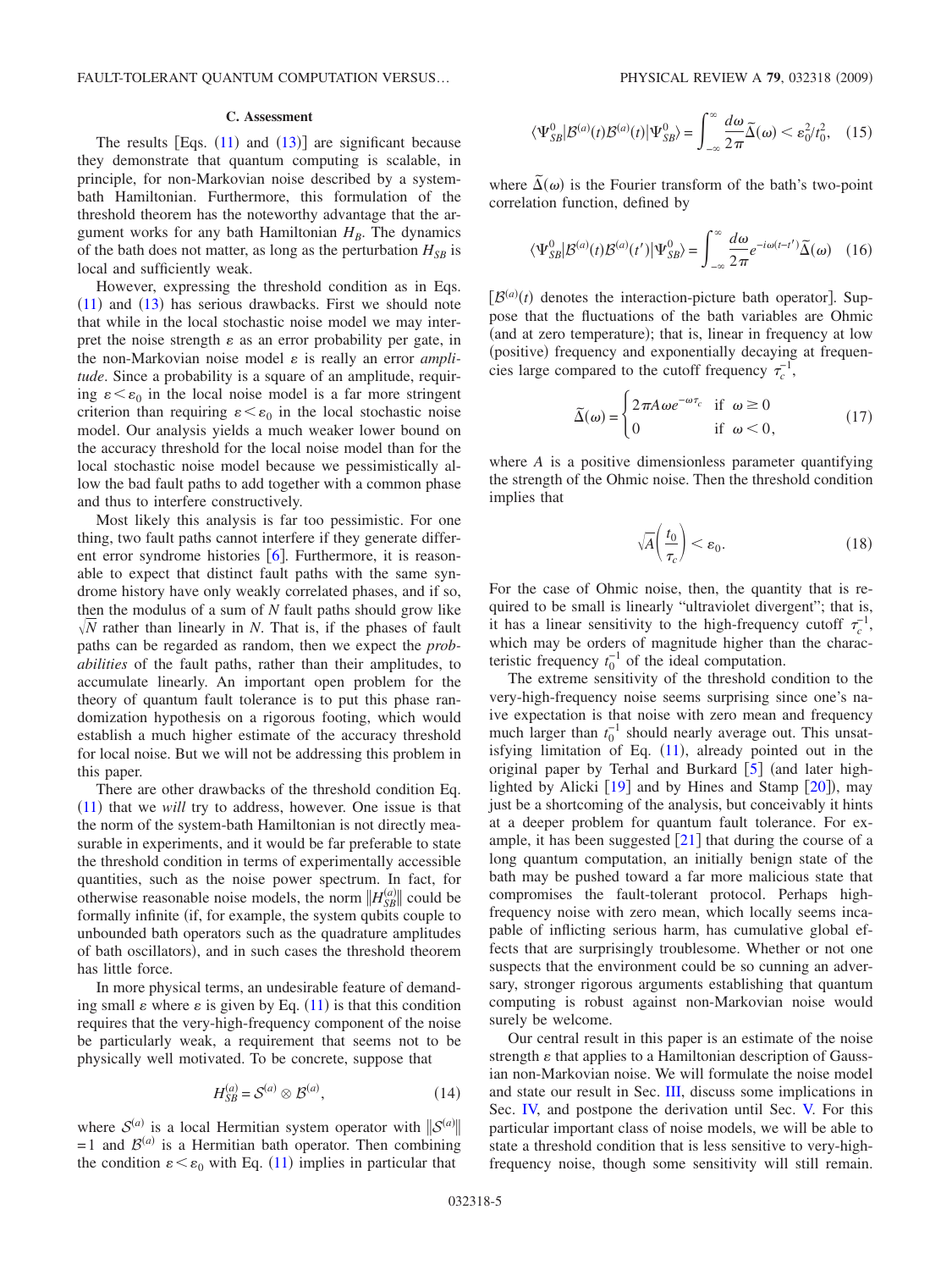### C. Assessment

The results [Eqs. (11) and (13)] are significant because they demonstrate that quantum computing is scalable, in principle, for non-Markovian noise described by a system-bath Hamiltonian. Furthermore, this formulation of the threshold theorem has the noteworthy advantage that the argument works for any bath Hamiltonian $H_B$. The dynamics of the bath does not matter, as long as the perturbation $H_{SB}$ is local and sufficiently weak.

However, expressing the threshold condition as in Eqs. (11) and (13) has serious drawbacks. First we should note that while in the local stochastic noise model we may interpret the noise strength $\varepsilon$ as an error probability per gate, in the non-Markovian noise model $\varepsilon$ is really an error *amplitude*. Since a probability is a square of an amplitude, requiring $\varepsilon<\varepsilon_0$ in the local noise model is a far more stringent criterion than requiring $\varepsilon<\varepsilon_0$ in the local stochastic noise model. Our analysis yields a much weaker lower bound on the accuracy threshold for the local noise model than for the local stochastic noise model because we pessimistically allow the bad fault paths to add together with a common phase and thus to interfere constructively.

Most likely this analysis is far too pessimistic. For one thing, two fault paths cannot interfere if they generate different error syndrome histories [6]. Furthermore, it is reasonable to expect that distinct fault paths with the same syndrome history have only weakly correlated phases, and if so, then the modulus of a sum of $N$ fault paths should grow like $\sqrt{N}$ rather than linearly in $N$. That is, if the phases of fault paths can be regarded as random, then we expect the *probabilities* of the fault paths, rather than their amplitudes, to accumulate linearly. An important open problem for the theory of quantum fault tolerance is to put this phase randomization hypothesis on a rigorous footing, which would establish a much higher estimate of the accuracy threshold for local noise. But we will not be addressing this problem in this paper.

There are other drawbacks of the threshold condition Eq. (11) that we *will* try to address, however. One issue is that the norm of the system-bath Hamiltonian is not directly measurable in experiments, and it would be far preferable to state the threshold condition in terms of experimentally accessible quantities, such as the noise power spectrum. In fact, for otherwise reasonable noise models, the norm $\|H_{SB}^{(a)}\|$ could be formally infinite (if, for example, the system qubits couple to unbounded bath operators such as the quadrature amplitudes of bath oscillators), and in such cases the threshold theorem has little force.

In more physical terms, an undesirable feature of demanding small $\varepsilon$ where $\varepsilon$ is given by Eq. (11) is that this condition requires that the very-high-frequency component of the noise be particularly weak, a requirement that seems not to be physically well motivated. To be concrete, suppose that

$$H_{SB}^{(a)}=\mathcal{S}^{(a)}\otimes\mathcal{B}^{(a)}, \tag{14}$$

where $\mathcal{S}^{(a)}$ is a local Hermitian system operator with $\|\mathcal{S}^{(a)}\|=1$ and $\mathcal{B}^{(a)}$ is a Hermitian bath operator. Then combining the condition $\varepsilon<\varepsilon_0$ with Eq. (11) implies in particular that

$$\langle\Psi_{SB}^0|\mathcal{B}^{(a)}(t)\mathcal{B}^{(a)}(t)|\Psi_{SB}^0\rangle=\int_{-\infty}^{\infty}\frac{d\omega}{2\pi}\tilde{\Delta}(\omega)<\varepsilon_0^2/t_0^2, \tag{15}$$

where $\tilde{\Delta}(\omega)$ is the Fourier transform of the bath's two-point correlation function, defined by

$$\langle\Psi_{SB}^0|\mathcal{B}^{(a)}(t)\mathcal{B}^{(a)}(t')|\Psi_{SB}^0\rangle=\int_{-\infty}^{\infty}\frac{d\omega}{2\pi}e^{-i\omega(t-t')}\tilde{\Delta}(\omega) \tag{16}$$

[$\mathcal{B}^{(a)}(t)$ denotes the interaction-picture bath operator]. Suppose that the fluctuations of the bath variables are Ohmic (and at zero temperature); that is, linear in frequency at low (positive) frequency and exponentially decaying at frequencies large compared to the cutoff frequency $\tau_c^{-1}$,

$$\tilde{\Delta}(\omega)=\begin{cases}2\pi A\omega e^{-\omega\tau_c} & \text{if } \omega\ge 0\\ 0 & \text{if } \omega<0,\end{cases} \tag{17}$$

where $A$ is a positive dimensionless parameter quantifying the strength of the Ohmic noise. Then the threshold condition implies that

$$\sqrt{A}\left(\frac{t_0}{\tau_c}\right)<\varepsilon_0. \tag{18}$$

For the case of Ohmic noise, then, the quantity that is required to be small is linearly "ultraviolet divergent"; that is, it has a linear sensitivity to the high-frequency cutoff $\tau_c^{-1}$, which may be orders of magnitude higher than the characteristic frequency $t_0^{-1}$ of the ideal computation.

The extreme sensitivity of the threshold condition to the very-high-frequency noise seems surprising since one's naive expectation is that noise with zero mean and frequency much larger than $t_0^{-1}$ should nearly average out. This unsatisfying limitation of Eq. (11), already pointed out in the original paper by Terhal and Burkard [5] (and later highlighted by Alicki [19] and by Hines and Stamp [20]), may just be a shortcoming of the analysis, but conceivably it hints at a deeper problem for quantum fault tolerance. For example, it has been suggested [21] that during the course of a long quantum computation, an initially benign state of the bath may be pushed toward a far more malicious state that compromises the fault-tolerant protocol. Perhaps high-frequency noise with zero mean, which locally seems incapable of inflicting serious harm, has cumulative global effects that are surprisingly troublesome. Whether or not one suspects that the environment could be so cunning an adversary, stronger rigorous arguments establishing that quantum computing is robust against non-Markovian noise would surely be welcome.

Our central result in this paper is an estimate of the noise strength $\varepsilon$ that applies to a Hamiltonian description of Gaussian non-Markovian noise. We will formulate the noise model and state our result in Sec. III, discuss some implications in Sec. IV, and postpone the derivation until Sec. V. For this particular important class of noise models, we will be able to state a threshold condition that is less sensitive to very-high-frequency noise, though some sensitivity will still remain.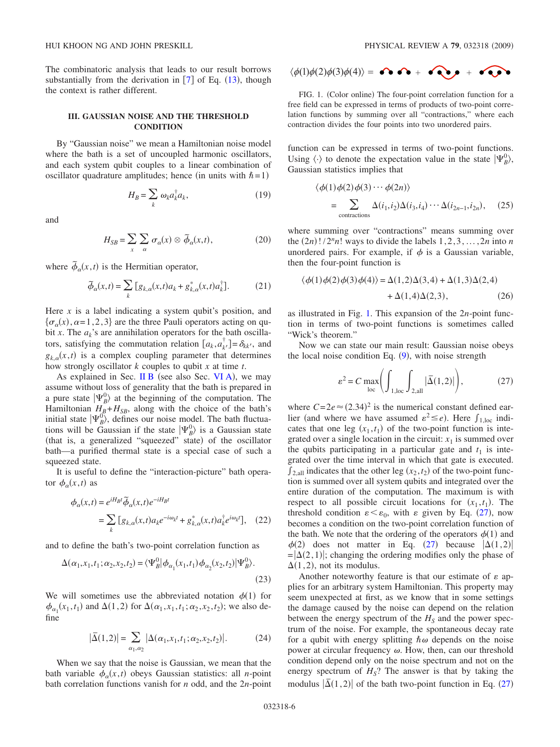The combinatoric analysis that leads to our result borrows substantially from the derivation in [7] of Eq. (13), though the context is rather different.

## III. GAUSSIAN NOISE AND THE THRESHOLD CONDITION

By "Gaussian noise" we mean a Hamiltonian noise model where the bath is a set of uncoupled harmonic oscillators, and each system qubit couples to a linear combination of oscillator quadrature amplitudes; hence (in units with $\hbar=1$)

$$H_B = \sum_k \omega_k a_k^\dagger a_k, \tag{19}$$

and

$$H_{SB} = \sum_x \sum_\alpha \sigma_\alpha(x) \otimes \tilde{\phi}_\alpha(x,t), \tag{20}$$

where $\tilde{\phi}_\alpha(x,t)$ is the Hermitian operator,

$$\tilde{\phi}_\alpha(x,t) = \sum_k [g_{k,\alpha}(x,t)a_k + g_{k,\alpha}^*(x,t)a_k^\dagger]. \tag{21}$$

Here $x$ is a label indicating a system qubit's position, and $\{\sigma_\alpha(x), \alpha=1,2,3\}$ are the three Pauli operators acting on qubit $x$. The $a_k$'s are annihilation operators for the bath oscillators, satisfying the commutation relation $[a_k, a_{k'}^\dagger]=\delta_{kk'}$, and $g_{k,\alpha}(x,t)$ is a complex coupling parameter that determines how strongly oscillator $k$ couples to qubit $x$ at time $t$.

As explained in Sec. II B (see also Sec. VI A), we may assume without loss of generality that the bath is prepared in a pure state $|\Psi_B^0\rangle$ at the beginning of the computation. The Hamiltonian $H_B+H_{SB}$, along with the choice of the bath's initial state $|\Psi_B^0\rangle$, defines our noise model. The bath fluctuations will be Gaussian if the state $|\Psi_B^0\rangle$ is a Gaussian state (that is, a generalized "squeezed" state) of the oscillator bath—a purified thermal state is a special case of such a squeezed state.

It is useful to define the "interaction-picture" bath operator $\phi_\alpha(x,t)$ as

$$\begin{aligned}\phi_\alpha(x,t) &= e^{iH_Bt}\tilde{\phi}_\alpha(x,t)e^{-iH_Bt} \\ &= \sum_k [g_{k,\alpha}(x,t)a_k e^{-i\omega_k t} + g_{k,\alpha}^*(x,t)a_k^\dagger e^{i\omega_k t}], \end{aligned} \tag{22}$$

and to define the bath's two-point correlation function as

$$\Delta(\alpha_1,x_1,t_1;\alpha_2,x_2,t_2) = \langle\Psi_B^0|\phi_{\alpha_1}(x_1,t_1)\phi_{\alpha_2}(x_2,t_2)|\Psi_B^0\rangle. \tag{23}$$

We will sometimes use the abbreviated notation $\phi(1)$ for $\phi_{\alpha_1}(x_1,t_1)$ and $\Delta(1,2)$ for $\Delta(\alpha_1,x_1,t_1;\alpha_2,x_2,t_2)$; we also define

$$|\bar{\Delta}(1,2)| = \sum_{\alpha_1,\alpha_2} |\Delta(\alpha_1,x_1,t_1;\alpha_2,x_2,t_2)|. \tag{24}$$

When we say that the noise is Gaussian, we mean that the bath variable $\phi_\alpha(x,t)$ obeys Gaussian statistics: all $n$-point bath correlation functions vanish for $n$ odd, and the $2n$-point function can be expressed in terms of two-point functions. Using $\langle\cdot\rangle$ to denote the expectation value in the state $|\Psi_B^0\rangle$, Gaussian statistics implies that

$$\begin{aligned}&\langle\phi(1)\phi(2)\phi(3)\cdots\phi(2n)\rangle \\ &\quad = \sum_{\text{contractions}} \Delta(i_1,i_2)\Delta(i_3,i_4)\cdots\Delta(i_{2n-1},i_{2n}), \end{aligned} \tag{25}$$

where summing over "contractions" means summing over the $(2n)!/2^n n!$ ways to divide the labels $1,2,3,\ldots,2n$ into $n$ unordered pairs. For example, if $\phi$ is a Gaussian variable, then the four-point function is

$$\begin{aligned}\langle\phi(1)\phi(2)\phi(3)\phi(4)\rangle &= \Delta(1,2)\Delta(3,4) + \Delta(1,3)\Delta(2,4) \\ &\quad + \Delta(1,4)\Delta(2,3), \end{aligned} \tag{26}$$

as illustrated in Fig. 1. This expansion of the $2n$-point function in terms of two-point functions is sometimes called "Wick's theorem."

FIG. 1. (Color online) The four-point correlation function for a free field can be expressed in terms of products of two-point correlation functions by summing over all "contractions," where each contraction divides the four points into two unordered pairs.

Now we can state our main result: Gaussian noise obeys the local noise condition Eq. (9), with noise strength

$$\varepsilon^2 = C \max_{\text{loc}}\left(\int_{1,\text{loc}}\int_{2,\text{all}} |\bar{\Delta}(1,2)|\right), \tag{27}$$

where $C=2e\approx(2.34)^2$ is the numerical constant defined earlier (and where we have assumed $\varepsilon^2\leq e$). Here $\int_{1,\text{loc}}$ indicates that one leg $(x_1,t_1)$ of the two-point function is integrated over a single location in the circuit: $x_1$ is summed over the qubits participating in a particular gate and $t_1$ is integrated over the time interval in which that gate is executed. $\int_{2,\text{all}}$ indicates that the other leg $(x_2,t_2)$ of the two-point function is summed over all system qubits and integrated over the entire duration of the computation. The maximum is with respect to all possible circuit locations for $(x_1,t_1)$. The threshold condition $\varepsilon<\varepsilon_0$, with $\varepsilon$ given by Eq. (27), now becomes a condition on the two-point correlation function of the bath. We note that the ordering of the operators $\phi(1)$ and $\phi(2)$ does not matter in Eq. (27) because $|\Delta(1,2)| = |\Delta(2,1)|$; changing the ordering modifies only the phase of $\Delta(1,2)$, not its modulus.

Another noteworthy feature is that our estimate of $\varepsilon$ applies for an arbitrary system Hamiltonian. This property may seem unexpected at first, as we know that in some settings the damage caused by the noise can depend on the relation between the energy spectrum of the $H_S$ and the power spectrum of the noise. For example, the spontaneous decay rate for a qubit with energy splitting $\hbar\omega$ depends on the noise power at circular frequency $\omega$. How, then, can our threshold condition depend only on the noise spectrum and not on the energy spectrum of $H_S$? The answer is that by taking the modulus $|\bar{\Delta}(1,2)|$ of the bath two-point function in Eq. (27)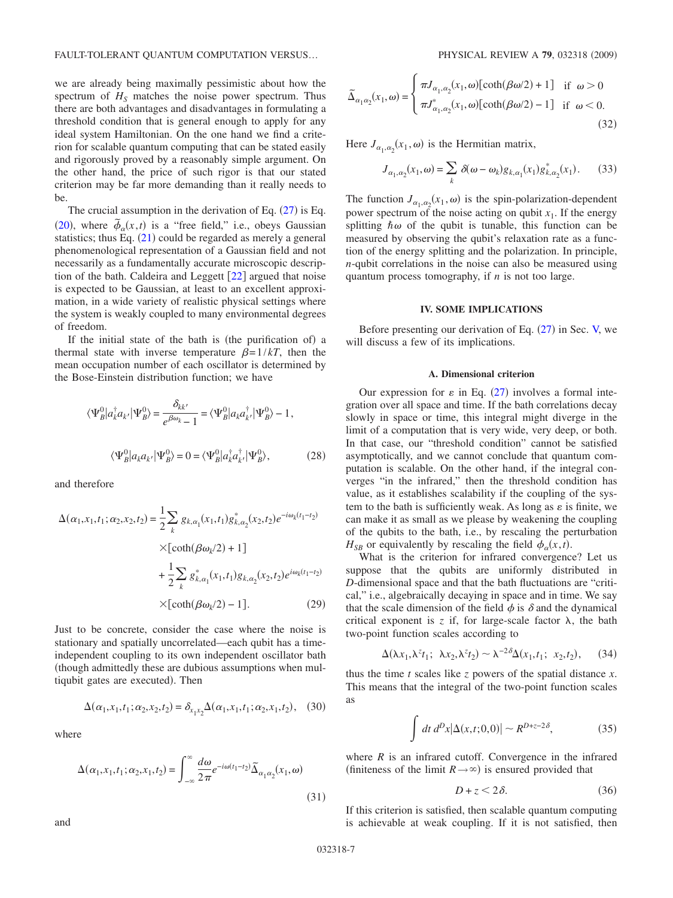we are already being maximally pessimistic about how the spectrum of $H_S$ matches the noise power spectrum. Thus there are both advantages and disadvantages in formulating a threshold condition that is general enough to apply for any ideal system Hamiltonian. On the one hand we find a criterion for scalable quantum computing that can be stated easily and rigorously proved by a reasonably simple argument. On the other hand, the price of such rigor is that our stated criterion may be far more demanding than it really needs to be.

The crucial assumption in the derivation of Eq. (27) is Eq. (20), where $\tilde{\phi}_\alpha(x,t)$ is a "free field," i.e., obeys Gaussian statistics; thus Eq. (21) could be regarded as merely a general phenomenological representation of a Gaussian field and not necessarily as a fundamentally accurate microscopic description of the bath. Caldeira and Leggett [22] argued that noise is expected to be Gaussian, at least to an excellent approximation, in a wide variety of realistic physical settings where the system is weakly coupled to many environmental degrees of freedom.

If the initial state of the bath is (the purification of) a thermal state with inverse temperature $\beta = 1/kT$, then the mean occupation number of each oscillator is determined by the Bose-Einstein distribution function; we have

$$\langle \Psi_B^0 | a_k^\dagger a_{k'} | \Psi_B^0 \rangle = \frac{\delta_{kk'}}{e^{\beta\omega_k} - 1} = \langle \Psi_B^0 | a_k a_{k'}^\dagger | \Psi_B^0 \rangle - 1,$$

$$\langle \Psi_B^0 | a_k a_{k'} | \Psi_B^0 \rangle = 0 = \langle \Psi_B^0 | a_k^\dagger a_{k'}^\dagger | \Psi_B^0 \rangle, \tag{28}$$

and therefore

$$\begin{aligned}\Delta(\alpha_1, x_1, t_1; \alpha_2, x_2, t_2) = &\frac{1}{2}\sum_k g_{k,\alpha_1}(x_1,t_1) g_{k,\alpha_2}^*(x_2,t_2) e^{-i\omega_k(t_1-t_2)} \\ &\times [\coth(\beta\omega_k/2) + 1] \\ &+ \frac{1}{2}\sum_k g_{k,\alpha_1}^*(x_1,t_1) g_{k,\alpha_2}(x_2,t_2) e^{i\omega_k(t_1-t_2)} \\ &\times [\coth(\beta\omega_k/2) - 1].\end{aligned} \tag{29}$$

Just to be concrete, consider the case where the noise is stationary and spatially uncorrelated—each qubit has a time-independent coupling to its own independent oscillator bath (though admittedly these are dubious assumptions when multiqubit gates are executed). Then

$$\Delta(\alpha_1, x_1, t_1; \alpha_2, x_2, t_2) = \delta_{x_1 x_2} \Delta(\alpha_1, x_1, t_1; \alpha_2, x_1, t_2), \tag{30}$$

where

$$\Delta(\alpha_1, x_1, t_1; \alpha_2, x_1, t_2) = \int_{-\infty}^{\infty} \frac{d\omega}{2\pi} e^{-i\omega(t_1-t_2)} \tilde{\Delta}_{\alpha_1\alpha_2}(x_1,\omega) \tag{31}$$

and

$$\tilde{\Delta}_{\alpha_1\alpha_2}(x_1,\omega) = \begin{cases} \pi J_{\alpha_1,\alpha_2}(x_1,\omega)[\coth(\beta\omega/2) + 1] & \text{if } \omega > 0 \\ \pi J_{\alpha_1,\alpha_2}^*(x_1,\omega)[\coth(\beta\omega/2) - 1] & \text{if } \omega < 0. \end{cases} \tag{32}$$

Here $J_{\alpha_1,\alpha_2}(x_1,\omega)$ is the Hermitian matrix,

$$J_{\alpha_1,\alpha_2}(x_1,\omega) = \sum_k \delta(\omega - \omega_k) g_{k,\alpha_1}(x_1) g_{k,\alpha_2}^*(x_1). \tag{33}$$

The function $J_{\alpha_1,\alpha_2}(x_1,\omega)$ is the spin-polarization-dependent power spectrum of the noise acting on qubit $x_1$. If the energy splitting $\hbar\omega$ of the qubit is tunable, this function can be measured by observing the qubit's relaxation rate as a function of the energy splitting and the polarization. In principle, $n$-qubit correlations in the noise can also be measured using quantum process tomography, if $n$ is not too large.

## IV. SOME IMPLICATIONS

Before presenting our derivation of Eq. (27) in Sec. V, we will discuss a few of its implications.

### A. Dimensional criterion

Our expression for $\varepsilon$ in Eq. (27) involves a formal integration over all space and time. If the bath correlations decay slowly in space or time, this integral might diverge in the limit of a computation that is very wide, very deep, or both. In that case, our "threshold condition" cannot be satisfied asymptotically, and we cannot conclude that quantum computation is scalable. On the other hand, if the integral converges "in the infrared," then the threshold condition has value, as it establishes scalability if the coupling of the system to the bath is sufficiently weak. As long as $\varepsilon$ is finite, we can make it as small as we please by weakening the coupling of the qubits to the bath, i.e., by rescaling the perturbation $H_{SB}$ or equivalently by rescaling the field $\phi_\alpha(x,t)$.

What is the criterion for infrared convergence? Let us suppose that the qubits are uniformly distributed in $D$-dimensional space and that the bath fluctuations are "critical," i.e., algebraically decaying in space and in time. We say that the scale dimension of the field $\phi$ is $\delta$ and the dynamical critical exponent is $z$ if, for large-scale factor $\lambda$, the bath two-point function scales according to

$$\Delta(\lambda x_1, \lambda^z t_1;\ \lambda x_2, \lambda^z t_2) \sim \lambda^{-2\delta} \Delta(x_1, t_1;\ x_2, t_2), \tag{34}$$

thus the time $t$ scales like $z$ powers of the spatial distance $x$. This means that the integral of the two-point function scales as

$$\int dt\, d^D x |\Delta(x,t;0,0)| \sim R^{D+z-2\delta}, \tag{35}$$

where $R$ is an infrared cutoff. Convergence in the infrared (finiteness of the limit $R \to \infty$) is ensured provided that

$$D + z < 2\delta. \tag{36}$$

If this criterion is satisfied, then scalable quantum computing is achievable at weak coupling. If it is not satisfied, then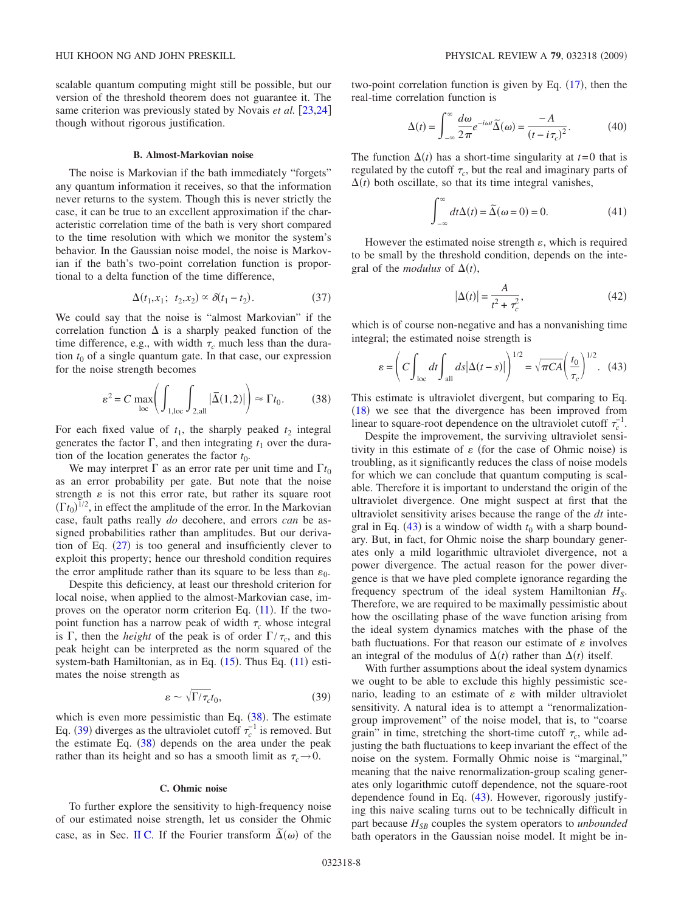scalable quantum computing might still be possible, but our version of the threshold theorem does not guarantee it. The same criterion was previously stated by Novais *et al.* [23,24] though without rigorous justification.

### B. Almost-Markovian noise

The noise is Markovian if the bath immediately "forgets" any quantum information it receives, so that the information never returns to the system. Though this is never strictly the case, it can be true to an excellent approximation if the characteristic correlation time of the bath is very short compared to the time resolution with which we monitor the system's behavior. In the Gaussian noise model, the noise is Markovian if the bath's two-point correlation function is proportional to a delta function of the time difference,

$$\Delta(t_1,x_1;\ t_2,x_2) \propto \delta(t_1 - t_2). \tag{37}$$

We could say that the noise is "almost Markovian" if the correlation function $\Delta$ is a sharply peaked function of the time difference, e.g., with width $\tau_c$ much less than the duration $t_0$ of a single quantum gate. In that case, our expression for the noise strength becomes

$$\varepsilon^2 = C \max_{\text{loc}}\left( \int_{1,\text{loc}} \int_{2,\text{all}} |\bar{\Delta}(1,2)| \right) \approx \Gamma t_0. \tag{38}$$

For each fixed value of $t_1$, the sharply peaked $t_2$ integral generates the factor $\Gamma$, and then integrating $t_1$ over the duration of the location generates the factor $t_0$.

We may interpret $\Gamma$ as an error rate per unit time and $\Gamma t_0$ as an error probability per gate. But note that the noise strength $\varepsilon$ is not this error rate, but rather its square root $(\Gamma t_0)^{1/2}$, in effect the amplitude of the error. In the Markovian case, fault paths really *do* decohere, and errors *can* be assigned probabilities rather than amplitudes. But our derivation of Eq. (27) is too general and insufficiently clever to exploit this property; hence our threshold condition requires the error amplitude rather than its square to be less than $\varepsilon_0$.

Despite this deficiency, at least our threshold criterion for local noise, when applied to the almost-Markovian case, improves on the operator norm criterion Eq. (11). If the two-point function has a narrow peak of width $\tau_c$ whose integral is $\Gamma$, then the *height* of the peak is of order $\Gamma/\tau_c$, and this peak height can be interpreted as the norm squared of the system-bath Hamiltonian, as in Eq. (15). Thus Eq. (11) estimates the noise strength as

$$\varepsilon \sim \sqrt{\Gamma/\tau_c}\,t_0, \tag{39}$$

which is even more pessimistic than Eq. (38). The estimate Eq. (39) diverges as the ultraviolet cutoff $\tau_c^{-1}$ is removed. But the estimate Eq. (38) depends on the area under the peak rather than its height and so has a smooth limit as $\tau_c \to 0$.

### C. Ohmic noise

To further explore the sensitivity to high-frequency noise of our estimated noise strength, let us consider the Ohmic case, as in Sec. II C. If the Fourier transform $\tilde{\Delta}(\omega)$ of the two-point correlation function is given by Eq. (17), then the real-time correlation function is

$$\Delta(t) = \int_{-\infty}^{\infty} \frac{d\omega}{2\pi} e^{-i\omega t} \tilde{\Delta}(\omega) = \frac{-A}{(t - i\tau_c)^2}. \tag{40}$$

The function $\Delta(t)$ has a short-time singularity at $t=0$ that is regulated by the cutoff $\tau_c$, but the real and imaginary parts of $\Delta(t)$ both oscillate, so that its time integral vanishes,

$$\int_{-\infty}^{\infty} dt \Delta(t) = \tilde{\Delta}(\omega = 0) = 0. \tag{41}$$

However the estimated noise strength $\varepsilon$, which is required to be small by the threshold condition, depends on the integral of the *modulus* of $\Delta(t)$,

$$|\Delta(t)| = \frac{A}{t^2 + \tau_c^2}, \tag{42}$$

which is of course non-negative and has a nonvanishing time integral; the estimated noise strength is

$$\varepsilon = \left( C \int_{\text{loc}} dt \int_{\text{all}} ds |\Delta(t-s)| \right)^{1/2} = \sqrt{\pi C A}\left(\frac{t_0}{\tau_c}\right)^{1/2}. \tag{43}$$

This estimate is ultraviolet divergent, but comparing to Eq. (18) we see that the divergence has been improved from linear to square-root dependence on the ultraviolet cutoff $\tau_c^{-1}$.

Despite the improvement, the surviving ultraviolet sensitivity in this estimate of $\varepsilon$ (for the case of Ohmic noise) is troubling, as it significantly reduces the class of noise models for which we can conclude that quantum computing is scalable. Therefore it is important to understand the origin of the ultraviolet divergence. One might suspect at first that the ultraviolet sensitivity arises because the range of the $dt$ integral in Eq. (43) is a window of width $t_0$ with a sharp boundary. But, in fact, for Ohmic noise the sharp boundary generates only a mild logarithmic ultraviolet divergence, not a power divergence. The actual reason for the power divergence is that we have pled complete ignorance regarding the frequency spectrum of the ideal system Hamiltonian $H_S$. Therefore, we are required to be maximally pessimistic about how the oscillating phase of the wave function arising from the ideal system dynamics matches with the phase of the bath fluctuations. For that reason our estimate of $\varepsilon$ involves an integral of the modulus of $\Delta(t)$ rather than $\Delta(t)$ itself.

With further assumptions about the ideal system dynamics we ought to be able to exclude this highly pessimistic scenario, leading to an estimate of $\varepsilon$ with milder ultraviolet sensitivity. A natural idea is to attempt a "renormalization-group improvement" of the noise model, that is, to "coarse grain" in time, stretching the short-time cutoff $\tau_c$, while adjusting the bath fluctuations to keep invariant the effect of the noise on the system. Formally Ohmic noise is "marginal," meaning that the naive renormalization-group scaling generates only logarithmic cutoff dependence, not the square-root dependence found in Eq. (43). However, rigorously justifying this naive scaling turns out to be technically difficult in part because $H_{SB}$ couples the system operators to *unbounded* bath operators in the Gaussian noise model. It might be in-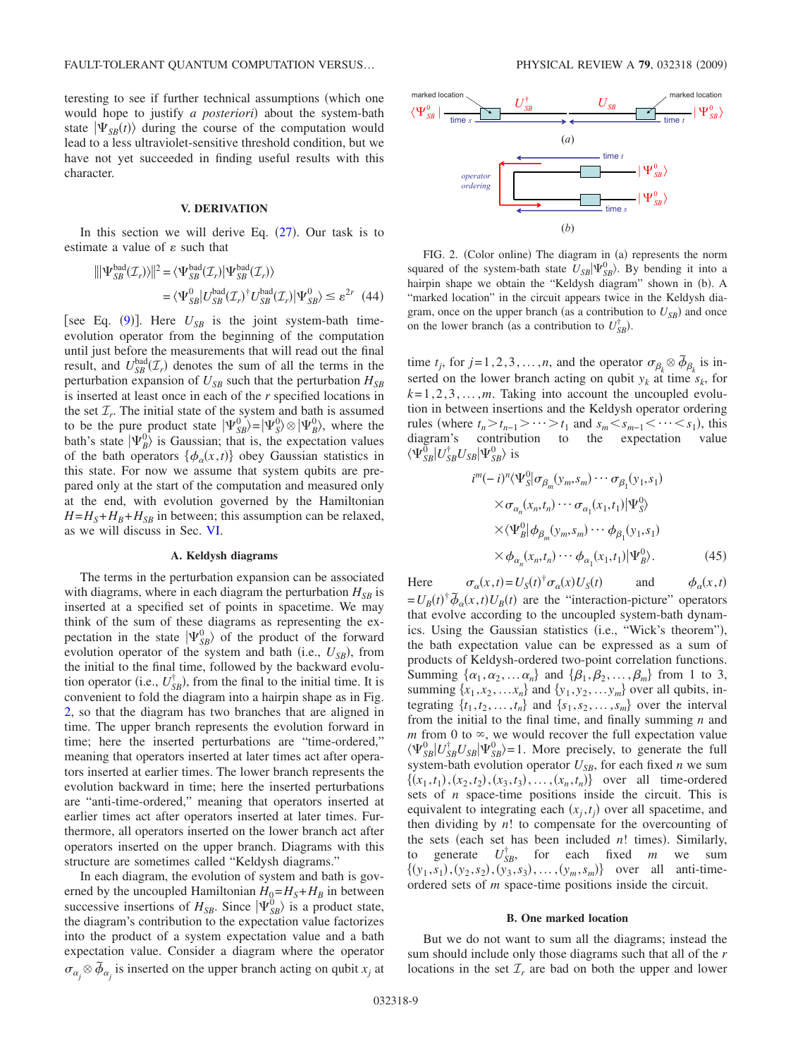teresting to see if further technical assumptions (which one would hope to justify *a posteriori*) about the system-bath state $|\Psi_{SB}(t)\rangle$ during the course of the computation would lead to a less ultraviolet-sensitive threshold condition, but we have not yet succeeded in finding useful results with this character.

## V. DERIVATION

In this section we will derive Eq. (27). Our task is to estimate a value of $\varepsilon$ such that

$$\| |\Psi^{\text{bad}}_{SB}(\mathcal{I}_r)\rangle \|^2 = \langle \Psi^{\text{bad}}_{SB}(\mathcal{I}_r) | \Psi^{\text{bad}}_{SB}(\mathcal{I}_r)\rangle = \langle \Psi^0_{SB} | U^{\text{bad}}_{SB}(\mathcal{I}_r)^\dagger U^{\text{bad}}_{SB}(\mathcal{I}_r) | \Psi^0_{SB}\rangle \le \varepsilon^{2r} \quad (44)$$

[see Eq. (9)]. Here $U_{SB}$ is the joint system-bath time-evolution operator from the beginning of the computation until just before the measurements that will read out the final result, and $U^{\text{bad}}_{SB}(\mathcal{I}_r)$ denotes the sum of all the terms in the perturbation expansion of $U_{SB}$ such that the perturbation $H_{SB}$ is inserted at least once in each of the $r$ specified locations in the set $\mathcal{I}_r$. The initial state of the system and bath is assumed to be the pure product state $|\Psi^0_{SB}\rangle = |\Psi^0_S\rangle \otimes |\Psi^0_B\rangle$, where the bath's state $|\Psi^0_B\rangle$ is Gaussian; that is, the expectation values of the bath operators $\{\phi_\alpha(x,t)\}$ obey Gaussian statistics in this state. For now we assume that system qubits are prepared only at the start of the computation and measured only at the end, with evolution governed by the Hamiltonian $H = H_S + H_B + H_{SB}$ in between; this assumption can be relaxed, as we will discuss in Sec. VI.

### A. Keldysh diagrams

The terms in the perturbation expansion can be associated with diagrams, where in each diagram the perturbation $H_{SB}$ is inserted at a specified set of points in spacetime. We may think of the sum of these diagrams as representing the expectation in the state $|\Psi^0_{SB}\rangle$ of the product of the forward evolution operator of the system and bath (i.e., $U_{SB}$), from the initial to the final time, followed by the backward evolution operator (i.e., $U^\dagger_{SB}$), from the final to the initial time. It is convenient to fold the diagram into a hairpin shape as in Fig. 2, so that the diagram has two branches that are aligned in time. The upper branch represents the evolution forward in time; here the inserted perturbations are "time-ordered," meaning that operators inserted at later times act after operators inserted at earlier times. The lower branch represents the evolution backward in time; here the inserted perturbations are "anti-time-ordered," meaning that operators inserted at earlier times act after operators inserted at later times. Furthermore, all operators inserted on the lower branch act after operators inserted on the upper branch. Diagrams with this structure are sometimes called "Keldysh diagrams."

In each diagram, the evolution of system and bath is governed by the uncoupled Hamiltonian $H_0 = H_S + H_B$ in between successive insertions of $H_{SB}$. Since $|\Psi^0_{SB}\rangle$ is a product state, the diagram's contribution to the expectation value factorizes into the product of a system expectation value and a bath expectation value. Consider a diagram where the operator $\sigma_{\alpha_j} \otimes \tilde{\phi}_{\alpha_j}$ is inserted on the upper branch acting on qubit $x_j$ at time $t_j$, for $j = 1, 2, 3, \ldots, n$, and the operator $\sigma_{\beta_k} \otimes \tilde{\phi}_{\beta_k}$ is inserted on the lower branch acting on qubit $y_k$ at time $s_k$, for $k = 1, 2, 3, \ldots, m$. Taking into account the uncoupled evolution in between insertions and the Keldysh operator ordering rules (where $t_n > t_{n-1} > \cdots > t_1$ and $s_m < s_{m-1} < \cdots < s_1$), this diagram's contribution to the expectation value $\langle \Psi^0_{SB} | U^\dagger_{SB} U_{SB} | \Psi^0_{SB}\rangle$ is

$$\begin{aligned}
&i^m (-i)^n \langle \Psi^0_S | \sigma_{\beta_m}(y_m, s_m) \cdots \sigma_{\beta_1}(y_1, s_1) \\
&\quad \times \sigma_{\alpha_n}(x_n, t_n) \cdots \sigma_{\alpha_1}(x_1, t_1) | \Psi^0_S\rangle \\
&\quad \times \langle \Psi^0_B | \phi_{\beta_m}(y_m, s_m) \cdots \phi_{\beta_1}(y_1, s_1) \\
&\quad \times \phi_{\alpha_n}(x_n, t_n) \cdots \phi_{\alpha_1}(x_1, t_1) | \Psi^0_B\rangle. 
\end{aligned} \quad (45)$$

Here $\sigma_\alpha(x,t) = U_S(t)^\dagger \sigma_\alpha(x) U_S(t)$ and $\phi_\alpha(x,t) = U_B(t)^\dagger \tilde{\phi}_\alpha(x,t) U_B(t)$ are the "interaction-picture" operators that evolve according to the uncoupled system-bath dynamics. Using the Gaussian statistics (i.e., "Wick's theorem"), the bath expectation value can be expressed as a sum of products of Keldysh-ordered two-point correlation functions. Summing $\{\alpha_1, \alpha_2, \ldots \alpha_n\}$ and $\{\beta_1, \beta_2, \ldots, \beta_m\}$ from 1 to 3, summing $\{x_1, x_2, \ldots x_n\}$ and $\{y_1, y_2, \ldots y_m\}$ over all qubits, integrating $\{t_1, t_2, \ldots, t_n\}$ and $\{s_1, s_2, \ldots, s_m\}$ over the interval from the initial to the final time, and finally summing $n$ and $m$ from 0 to $\infty$, we would recover the full expectation value $\langle \Psi^0_{SB} | U^\dagger_{SB} U_{SB} | \Psi^0_{SB}\rangle = 1$. More precisely, to generate the full system-bath evolution operator $U_{SB}$, for each fixed $n$ we sum $\{(x_1, t_1), (x_2, t_2), (x_3, t_3), \ldots, (x_n, t_n)\}$ over all time-ordered sets of $n$ space-time positions inside the circuit. This is equivalent to integrating each $(x_j, t_j)$ over all spacetime, and then dividing by $n!$ to compensate for the overcounting of the sets (each set has been included $n!$ times). Similarly, to generate $U^\dagger_{SB}$, for each fixed $m$ we sum $\{(y_1, s_1), (y_2, s_2), (y_3, s_3), \ldots, (y_m, s_m)\}$ over all anti-time-ordered sets of $m$ space-time positions inside the circuit.

FIG. 2. (Color online) The diagram in (a) represents the norm squared of the system-bath state $U_{SB}|\Psi^0_{SB}\rangle$. By bending it into a hairpin shape we obtain the "Keldysh diagram" shown in (b). A "marked location" in the circuit appears twice in the Keldysh diagram, once on the upper branch (as a contribution to $U_{SB}$) and once on the lower branch (as a contribution to $U^\dagger_{SB}$).

### B. One marked location

But we do not want to sum all the diagrams; instead the sum should include only those diagrams such that all of the $r$ locations in the set $\mathcal{I}_r$ are bad on both the upper and lower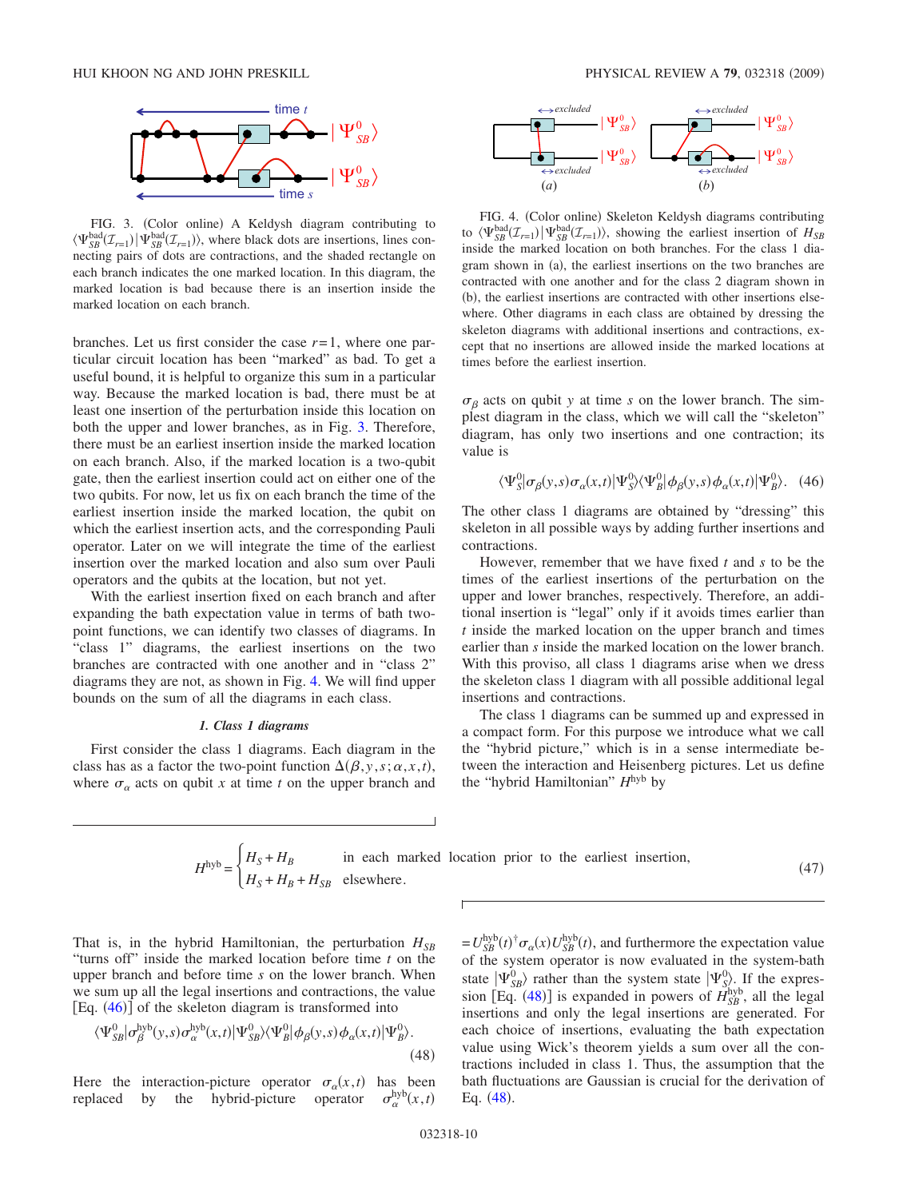FIG. 3. (Color online) A Keldysh diagram contributing to $\langle \Psi_{SB}^{\rm bad}(\mathcal{I}_{r=1}) | \Psi_{SB}^{\rm bad}(\mathcal{I}_{r=1}) \rangle$, where black dots are insertions, lines connecting pairs of dots are contractions, and the shaded rectangle on each branch indicates the one marked location. In this diagram, the marked location is bad because there is an insertion inside the marked location on each branch.

FIG. 4. (Color online) Skeleton Keldysh diagrams contributing to $\langle \Psi_{SB}^{\rm bad}(\mathcal{I}_{r=1}) | \Psi_{SB}^{\rm bad}(\mathcal{I}_{r=1}) \rangle$, showing the earliest insertion of $H_{SB}$ inside the marked location on both branches. For the class 1 diagram shown in (a), the earliest insertions on the two branches are contracted with one another and for the class 2 diagram shown in (b), the earliest insertions are contracted with other insertions elsewhere. Other diagrams in each class are obtained by dressing the skeleton diagrams with additional insertions and contractions, except that no insertions are allowed inside the marked locations at times before the earliest insertion.

branches. Let us first consider the case $r=1$, where one particular circuit location has been "marked" as bad. To get a useful bound, it is helpful to organize this sum in a particular way. Because the marked location is bad, there must be at least one insertion of the perturbation inside this location on both the upper and lower branches, as in Fig. 3. Therefore, there must be an earliest insertion inside the marked location on each branch. Also, if the marked location is a two-qubit gate, then the earliest insertion could act on either one of the two qubits. For now, let us fix on each branch the time of the earliest insertion inside the marked location, the qubit on which the earliest insertion acts, and the corresponding Pauli operator. Later on we will integrate the time of the earliest insertion over the marked location and also sum over Pauli operators and the qubits at the location, but not yet.

With the earliest insertion fixed on each branch and after expanding the bath expectation value in terms of bath two-point functions, we can identify two classes of diagrams. In "class 1" diagrams, the earliest insertions on the two branches are contracted with one another and in "class 2" diagrams they are not, as shown in Fig. 4. We will find upper bounds on the sum of all the diagrams in each class.

### *1. Class 1 diagrams*

First consider the class 1 diagrams. Each diagram in the class has as a factor the two-point function $\Delta(\beta,y,s;\alpha,x,t)$, where $\sigma_\alpha$ acts on qubit $x$ at time $t$ on the upper branch and $\sigma_\beta$ acts on qubit $y$ at time $s$ on the lower branch. The simplest diagram in the class, which we will call the "skeleton" diagram, has only two insertions and one contraction; its value is

$$\langle \Psi_S^0 | \sigma_\beta(y,s) \sigma_\alpha(x,t) | \Psi_S^0 \rangle \langle \Psi_B^0 | \phi_\beta(y,s) \phi_\alpha(x,t) | \Psi_B^0 \rangle. \tag{46}$$

The other class 1 diagrams are obtained by "dressing" this skeleton in all possible ways by adding further insertions and contractions.

However, remember that we have fixed $t$ and $s$ to be the times of the earliest insertions of the perturbation on the upper and lower branches, respectively. Therefore, an additional insertion is "legal" only if it avoids times earlier than $t$ inside the marked location on the upper branch and times earlier than $s$ inside the marked location on the lower branch. With this proviso, all class 1 diagrams arise when we dress the skeleton class 1 diagram with all possible additional legal insertions and contractions.

The class 1 diagrams can be summed up and expressed in a compact form. For this purpose we introduce what we call the "hybrid picture," which is in a sense intermediate between the interaction and Heisenberg pictures. Let us define the "hybrid Hamiltonian" $H^{\rm hyb}$ by

$$H^{\rm hyb} = \begin{cases} H_S + H_B & \text{in each marked location prior to the earliest insertion,} \\ H_S + H_B + H_{SB} & \text{elsewhere.} \end{cases} \tag{47}$$

That is, in the hybrid Hamiltonian, the perturbation $H_{SB}$ "turns off" inside the marked location before time $t$ on the upper branch and before time $s$ on the lower branch. When we sum up all the legal insertions and contractions, the value [Eq. (46)] of the skeleton diagram is transformed into

$$\langle \Psi_{SB}^0 | \sigma_\beta^{\rm hyb}(y,s) \sigma_\alpha^{\rm hyb}(x,t) | \Psi_{SB}^0 \rangle \langle \Psi_B^0 | \phi_\beta(y,s) \phi_\alpha(x,t) | \Psi_B^0 \rangle. \tag{48}$$

Here the interaction-picture operator $\sigma_\alpha(x,t)$ has been replaced by the hybrid-picture operator $\sigma_\alpha^{\rm hyb}(x,t) = U_{SB}^{\rm hyb}(t)^\dagger \sigma_\alpha(x) U_{SB}^{\rm hyb}(t)$, and furthermore the expectation value of the system operator is now evaluated in the system-bath state $|\Psi_{SB}^0\rangle$ rather than the system state $|\Psi_S^0\rangle$. If the expression [Eq. (48)] is expanded in powers of $H_{SB}^{\rm hyb}$, all the legal insertions and only the legal insertions are generated. For each choice of insertions, evaluating the bath expectation value using Wick's theorem yields a sum over all the contractions included in class 1. Thus, the assumption that the bath fluctuations are Gaussian is crucial for the derivation of Eq. (48).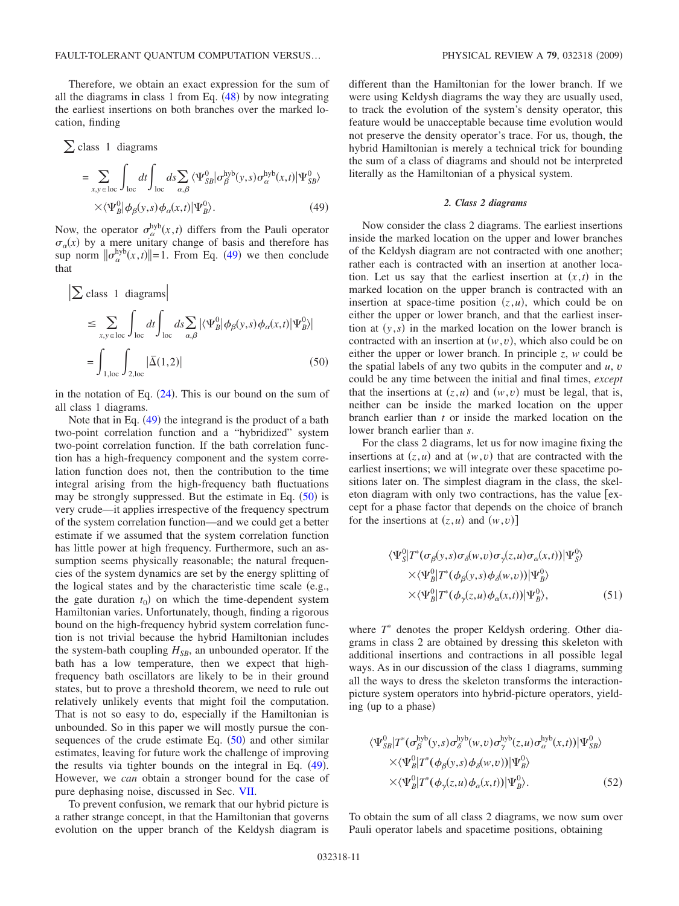Therefore, we obtain an exact expression for the sum of all the diagrams in class 1 from Eq. (48) by now integrating the earliest insertions on both branches over the marked location, finding

$$
\begin{aligned}
\sum \text{class 1 diagrams} &= \sum_{x,y\in\text{loc}} \int_{\text{loc}} dt \int_{\text{loc}} ds \sum_{\alpha,\beta} \langle \Psi_{SB}^0 | \sigma_\beta^{\text{hyb}}(y,s) \sigma_\alpha^{\text{hyb}}(x,t) | \Psi_{SB}^0 \rangle \\
&\quad \times \langle \Psi_B^0 | \phi_\beta(y,s) \phi_\alpha(x,t) | \Psi_B^0 \rangle. \qquad (49)
\end{aligned}
$$

Now, the operator $\sigma_\alpha^{\text{hyb}}(x,t)$ differs from the Pauli operator $\sigma_\alpha(x)$ by a mere unitary change of basis and therefore has sup norm $\|\sigma_\alpha^{\text{hyb}}(x,t)\|=1$. From Eq. (49) we then conclude that

$$
\begin{aligned}
\left| \sum \text{class 1 diagrams} \right| &\leq \sum_{x,y\in\text{loc}} \int_{\text{loc}} dt \int_{\text{loc}} ds \sum_{\alpha,\beta} |\langle \Psi_B^0 | \phi_\beta(y,s) \phi_\alpha(x,t) | \Psi_B^0 \rangle| \\
&= \int_{1,\text{loc}} \int_{2,\text{loc}} |\bar{\Delta}(1,2)| \qquad (50)
\end{aligned}
$$

in the notation of Eq. (24). This is our bound on the sum of all class 1 diagrams.

Note that in Eq. (49) the integrand is the product of a bath two-point correlation function and a "hybridized" system two-point correlation function. If the bath correlation function has a high-frequency component and the system correlation function does not, then the contribution to the time integral arising from the high-frequency bath fluctuations may be strongly suppressed. But the estimate in Eq. (50) is very crude—it applies irrespective of the frequency spectrum of the system correlation function—and we could get a better estimate if we assumed that the system correlation function has little power at high frequency. Furthermore, such an assumption seems physically reasonable; the natural frequencies of the system dynamics are set by the energy splitting of the logical states and by the characteristic time scale (e.g., the gate duration $t_0$) on which the time-dependent system Hamiltonian varies. Unfortunately, though, finding a rigorous bound on the high-frequency hybrid system correlation function is not trivial because the hybrid Hamiltonian includes the system-bath coupling $H_{SB}$, an unbounded operator. If the bath has a low temperature, then we expect that high-frequency bath oscillators are likely to be in their ground states, but to prove a threshold theorem, we need to rule out relatively unlikely events that might foil the computation. That is not so easy to do, especially if the Hamiltonian is unbounded. So in this paper we will mostly pursue the consequences of the crude estimate Eq. (50) and other similar estimates, leaving for future work the challenge of improving the results via tighter bounds on the integral in Eq. (49). However, we *can* obtain a stronger bound for the case of pure dephasing noise, discussed in Sec. VII.

To prevent confusion, we remark that our hybrid picture is a rather strange concept, in that the Hamiltonian that governs evolution on the upper branch of the Keldysh diagram is different than the Hamiltonian for the lower branch. If we were using Keldysh diagrams the way they are usually used, to track the evolution of the system's density operator, this feature would be unacceptable because time evolution would not preserve the density operator's trace. For us, though, the hybrid Hamiltonian is merely a technical trick for bounding the sum of a class of diagrams and should not be interpreted literally as the Hamiltonian of a physical system.

#### *2. Class 2 diagrams*

Now consider the class 2 diagrams. The earliest insertions inside the marked location on the upper and lower branches of the Keldysh diagram are not contracted with one another; rather each is contracted with an insertion at another location. Let us say that the earliest insertion at $(x,t)$ in the marked location on the upper branch is contracted with an insertion at space-time position $(z,u)$, which could be on either the upper or lower branch, and that the earliest insertion at $(y,s)$ in the marked location on the lower branch is contracted with an insertion at $(w,v)$, which also could be on either the upper or lower branch. In principle $z$, $w$ could be the spatial labels of any two qubits in the computer and $u$, $v$ could be any time between the initial and final times, *except* that the insertions at $(z,u)$ and $(w,v)$ must be legal, that is, neither can be inside the marked location on the upper branch earlier than $t$ or inside the marked location on the lower branch earlier than $s$.

For the class 2 diagrams, let us for now imagine fixing the insertions at $(z,u)$ and at $(w,v)$ that are contracted with the earliest insertions; we will integrate over these spacetime positions later on. The simplest diagram in the class, the skeleton diagram with only two contractions, has the value [except for a phase factor that depends on the choice of branch for the insertions at $(z,u)$ and $(w,v)$]

$$
\begin{aligned}
&\langle \Psi_S^0 | T^*(\sigma_\beta(y,s)\sigma_\delta(w,v)\sigma_\gamma(z,u)\sigma_\alpha(x,t)) | \Psi_S^0 \rangle \\
&\quad \times \langle \Psi_B^0 | T^*(\phi_\beta(y,s)\phi_\delta(w,v)) | \Psi_B^0 \rangle \\
&\quad \times \langle \Psi_B^0 | T^*(\phi_\gamma(z,u)\phi_\alpha(x,t)) | \Psi_B^0 \rangle, \qquad (51)
\end{aligned}
$$

where $T^*$ denotes the proper Keldysh ordering. Other diagrams in class 2 are obtained by dressing this skeleton with additional insertions and contractions in all possible legal ways. As in our discussion of the class 1 diagrams, summing all the ways to dress the skeleton transforms the interaction-picture system operators into hybrid-picture operators, yielding (up to a phase)

$$
\begin{aligned}
&\langle \Psi_{SB}^0 | T^*(\sigma_\beta^{\text{hyb}}(y,s)\sigma_\delta^{\text{hyb}}(w,v)\sigma_\gamma^{\text{hyb}}(z,u)\sigma_\alpha^{\text{hyb}}(x,t)) | \Psi_{SB}^0 \rangle \\
&\quad \times \langle \Psi_B^0 | T^*(\phi_\beta(y,s)\phi_\delta(w,v)) | \Psi_B^0 \rangle \\
&\quad \times \langle \Psi_B^0 | T^*(\phi_\gamma(z,u)\phi_\alpha(x,t)) | \Psi_B^0 \rangle. \qquad (52)
\end{aligned}
$$

To obtain the sum of all class 2 diagrams, we now sum over Pauli operator labels and spacetime positions, obtaining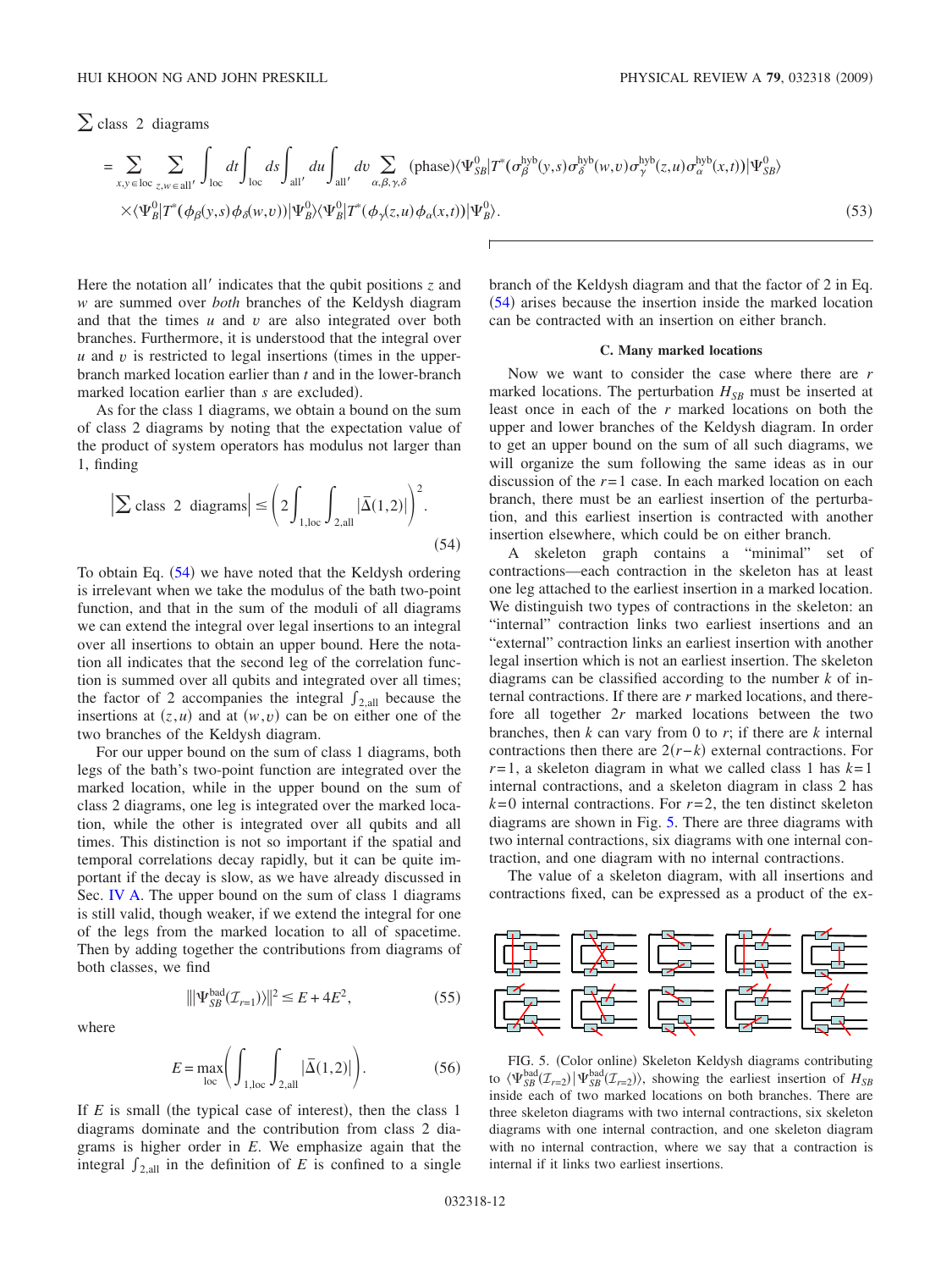$\sum$ class 2 diagrams

$$= \sum_{x,y \in \text{loc}} \sum_{z,w \in \text{all}'} \int_{\text{loc}} dt \int_{\text{loc}} ds \int_{\text{all}'} du \int_{\text{all}'} dv \sum_{\alpha,\beta,\gamma,\delta} (\text{phase}) \langle \Psi_{SB}^0 | T^*(\sigma_\beta^{\text{hyb}}(y,s) \sigma_\delta^{\text{hyb}}(w,v) \sigma_\gamma^{\text{hyb}}(z,u) \sigma_\alpha^{\text{hyb}}(x,t)) | \Psi_{SB}^0 \rangle$$
$$\times \langle \Psi_B^0 | T^*(\phi_\beta(y,s)\phi_\delta(w,v)) | \Psi_B^0 \rangle \langle \Psi_B^0 | T^*(\phi_\gamma(z,u)\phi_\alpha(x,t)) | \Psi_B^0 \rangle. \tag{53}$$

Here the notation all′ indicates that the qubit positions $z$ and $w$ are summed over *both* branches of the Keldysh diagram and that the times $u$ and $v$ are also integrated over both branches. Furthermore, it is understood that the integral over $u$ and $v$ is restricted to legal insertions (times in the upper-branch marked location earlier than $t$ and in the lower-branch marked location earlier than $s$ are excluded).

As for the class 1 diagrams, we obtain a bound on the sum of class 2 diagrams by noting that the expectation value of the product of system operators has modulus not larger than 1, finding

$$\left| \sum \text{class 2 diagrams} \right| \le \left( 2 \int_{1,\text{loc}} \int_{2,\text{all}} |\bar{\Delta}(1,2)| \right)^2. \tag{54}$$

To obtain Eq. (54) we have noted that the Keldysh ordering is irrelevant when we take the modulus of the bath two-point function, and that in the sum of the moduli of all diagrams we can extend the integral over legal insertions to an integral over all insertions to obtain an upper bound. Here the notation all indicates that the second leg of the correlation function is summed over all qubits and integrated over all times; the factor of 2 accompanies the integral $\int_{2,\text{all}}$ because the insertions at $(z,u)$ and at $(w,v)$ can be on either one of the two branches of the Keldysh diagram.

For our upper bound on the sum of class 1 diagrams, both legs of the bath's two-point function are integrated over the marked location, while in the upper bound on the sum of class 2 diagrams, one leg is integrated over the marked location, while the other is integrated over all qubits and all times. This distinction is not so important if the spatial and temporal correlations decay rapidly, but it can be quite important if the decay is slow, as we have already discussed in Sec. IV A. The upper bound on the sum of class 1 diagrams is still valid, though weaker, if we extend the integral for one of the legs from the marked location to all of spacetime. Then by adding together the contributions from diagrams of both classes, we find

$$\| |\Psi_{SB}^{\text{bad}}(\mathcal{I}_{r=1})\rangle \|^2 \le E + 4E^2, \tag{55}$$

where

$$E = \max_{\text{loc}} \left( \int_{1,\text{loc}} \int_{2,\text{all}} |\bar{\Delta}(1,2)| \right). \tag{56}$$

If $E$ is small (the typical case of interest), then the class 1 diagrams dominate and the contribution from class 2 diagrams is higher order in $E$. We emphasize again that the integral $\int_{2,\text{all}}$ in the definition of $E$ is confined to a single branch of the Keldysh diagram and that the factor of 2 in Eq. (54) arises because the insertion inside the marked location can be contracted with an insertion on either branch.

### C. Many marked locations

Now we want to consider the case where there are $r$ marked locations. The perturbation $H_{SB}$ must be inserted at least once in each of the $r$ marked locations on both the upper and lower branches of the Keldysh diagram. In order to get an upper bound on the sum of all such diagrams, we will organize the sum following the same ideas as in our discussion of the $r=1$ case. In each marked location on each branch, there must be an earliest insertion of the perturbation, and this earliest insertion is contracted with another insertion elsewhere, which could be on either branch.

A skeleton graph contains a "minimal" set of contractions—each contraction in the skeleton has at least one leg attached to the earliest insertion in a marked location. We distinguish two types of contractions in the skeleton: an "internal" contraction links two earliest insertions and an "external" contraction links an earliest insertion with another legal insertion which is not an earliest insertion. The skeleton diagrams can be classified according to the number $k$ of internal contractions. If there are $r$ marked locations, and therefore all together $2r$ marked locations on the two branches, then $k$ can vary from 0 to $r$; if there are $k$ internal contractions then there are $2(r-k)$ external contractions. For $r=1$, a skeleton diagram in what we called class 1 has $k=1$ internal contractions, and a skeleton diagram in class 2 has $k=0$ internal contractions. For $r=2$, the ten distinct skeleton diagrams are shown in Fig. 5. There are three diagrams with two internal contractions, six diagrams with one internal contraction, and one diagram with no internal contractions.

FIG. 5. (Color online) Skeleton Keldysh diagrams contributing to $\langle \Psi_{SB}^{\text{bad}}(\mathcal{I}_{r=2}) | \Psi_{SB}^{\text{bad}}(\mathcal{I}_{r=2}) \rangle$, showing the earliest insertion of $H_{SB}$ inside each of two marked locations on both branches. There are three skeleton diagrams with two internal contractions, six skeleton diagrams with one internal contraction, and one skeleton diagram with no internal contraction, where we say that a contraction is internal if it links two earliest insertions.

The value of a skeleton diagram, with all insertions and contractions fixed, can be expressed as a product of the ex-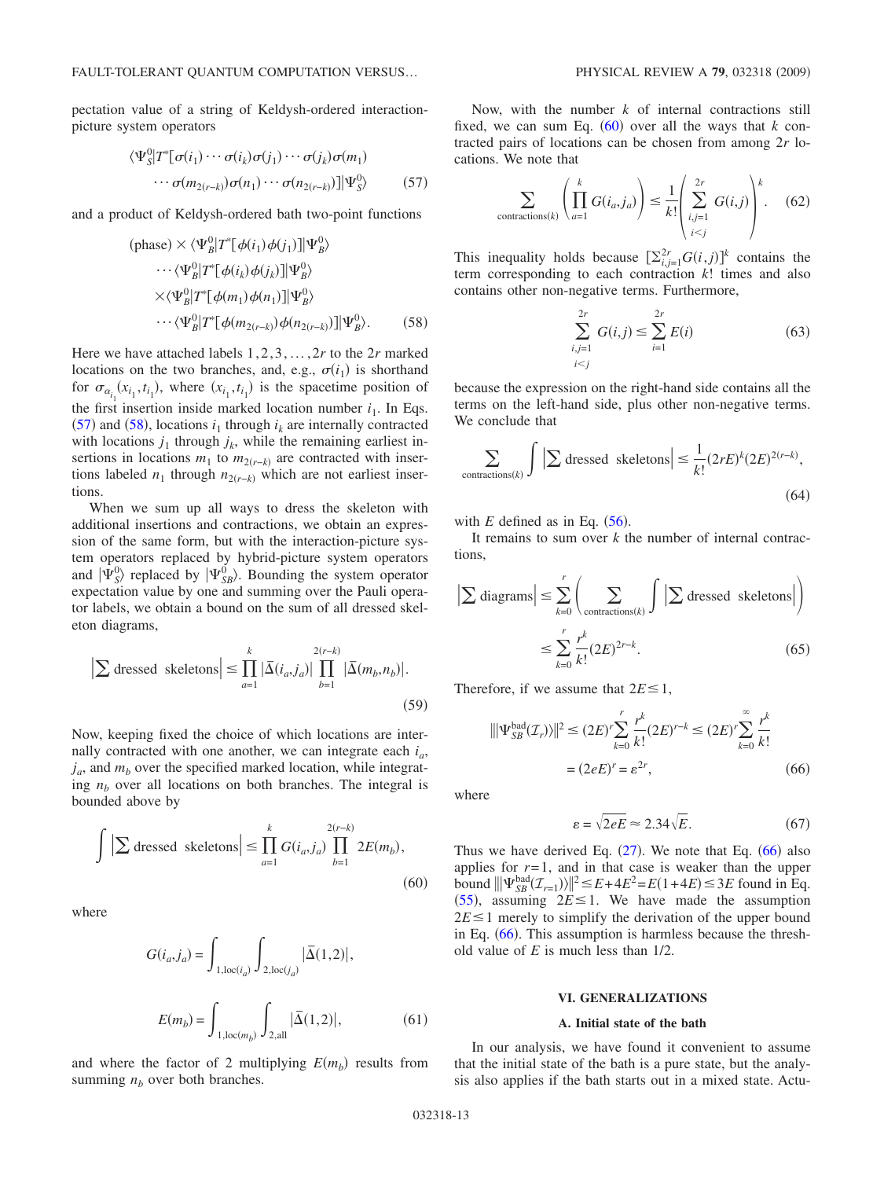pectation value of a string of Keldysh-ordered interaction-picture system operators

$$
\langle \Psi_S^0 | T^*[\sigma(i_1)\cdots\sigma(i_k)\sigma(j_1)\cdots\sigma(j_k)\sigma(m_1) \cdots \sigma(m_{2(r-k)})\sigma(n_1)\cdots\sigma(n_{2(r-k)})] | \Psi_S^0 \rangle \tag{57}
$$

and a product of Keldysh-ordered bath two-point functions

$$
\begin{aligned}
&(\text{phase}) \times \langle \Psi_B^0 | T^*[\phi(i_1)\phi(j_1)] | \Psi_B^0 \rangle \\
&\quad \cdots \langle \Psi_B^0 | T^*[\phi(i_k)\phi(j_k)] | \Psi_B^0 \rangle \\
&\quad \times \langle \Psi_B^0 | T^*[\phi(m_1)\phi(n_1)] | \Psi_B^0 \rangle \\
&\quad \cdots \langle \Psi_B^0 | T^*[\phi(m_{2(r-k)})\phi(n_{2(r-k)})] | \Psi_B^0 \rangle .
\end{aligned} \tag{58}
$$

Here we have attached labels $1,2,3,\ldots,2r$ to the $2r$ marked locations on the two branches, and, e.g., $\sigma(i_1)$ is shorthand for $\sigma_{\alpha_{i_1}}(x_{i_1},t_{i_1})$, where $(x_{i_1},t_{i_1})$ is the spacetime position of the first insertion inside marked location number $i_1$. In Eqs. (57) and (58), locations $i_1$ through $i_k$ are internally contracted with locations $j_1$ through $j_k$, while the remaining earliest insertions in locations $m_1$ to $m_{2(r-k)}$ are contracted with insertions labeled $n_1$ through $n_{2(r-k)}$ which are not earliest insertions.

When we sum up all ways to dress the skeleton with additional insertions and contractions, we obtain an expression of the same form, but with the interaction-picture system operators replaced by hybrid-picture system operators and $|\Psi_S^0\rangle$ replaced by $|\Psi_{SB}^0\rangle$. Bounding the system operator expectation value by one and summing over the Pauli operator labels, we obtain a bound on the sum of all dressed skeleton diagrams,

$$
\left|\sum \text{dressed skeletons}\right| \le \prod_{a=1}^{k} |\bar{\Delta}(i_a,j_a)| \prod_{b=1}^{2(r-k)} |\bar{\Delta}(m_b,n_b)|. \tag{59}
$$

Now, keeping fixed the choice of which locations are internally contracted with one another, we can integrate each $i_a$, $j_a$, and $m_b$ over the specified marked location, while integrating $n_b$ over all locations on both branches. The integral is bounded above by

$$
\int \left|\sum \text{dressed skeletons}\right| \le \prod_{a=1}^{k} G(i_a,j_a) \prod_{b=1}^{2(r-k)} 2E(m_b), \tag{60}
$$

where

$$
G(i_a,j_a) = \int_{1,\mathrm{loc}(i_a)} \int_{2,\mathrm{loc}(j_a)} |\bar{\Delta}(1,2)|,
$$

$$
E(m_b) = \int_{1,\mathrm{loc}(m_b)} \int_{2,\mathrm{all}} |\bar{\Delta}(1,2)|, \tag{61}
$$

and where the factor of 2 multiplying $E(m_b)$ results from summing $n_b$ over both branches.

Now, with the number $k$ of internal contractions still fixed, we can sum Eq. (60) over all the ways that $k$ contracted pairs of locations can be chosen from among $2r$ locations. We note that

$$
\sum_{\text{contractions}(k)} \left( \prod_{a=1}^{k} G(i_a,j_a) \right) \le \frac{1}{k!} \left( \sum_{\substack{i,j=1 \\ i<j}}^{2r} G(i,j) \right)^k . \tag{62}
$$

This inequality holds because $[\sum_{i,j=1}^{2r} G(i,j)]^k$ contains the term corresponding to each contraction $k!$ times and also contains other non-negative terms. Furthermore,

$$
\sum_{\substack{i,j=1 \\ i<j}}^{2r} G(i,j) \le \sum_{i=1}^{2r} E(i) \tag{63}
$$

because the expression on the right-hand side contains all the terms on the left-hand side, plus other non-negative terms. We conclude that

$$
\sum_{\text{contractions}(k)} \int \left|\sum \text{dressed skeletons}\right| \le \frac{1}{k!}(2rE)^k (2E)^{2(r-k)}, \tag{64}
$$

with $E$ defined as in Eq. (56).

It remains to sum over $k$ the number of internal contractions,

$$
\begin{aligned}
\left|\sum \text{diagrams}\right| &\le \sum_{k=0}^{r} \left( \sum_{\text{contractions}(k)} \int \left|\sum \text{dressed skeletons}\right| \right) \\
&\le \sum_{k=0}^{r} \frac{r^k}{k!} (2E)^{2r-k}.
\end{aligned} \tag{65}
$$

Therefore, if we assume that $2E \le 1$,

$$
\begin{aligned}
\| |\Psi_{SB}^{\mathrm{bad}}(\mathcal{I}_r)\rangle \|^2 &\le (2E)^r \sum_{k=0}^{r} \frac{r^k}{k!}(2E)^{r-k} \le (2E)^r \sum_{k=0}^{\infty} \frac{r^k}{k!} \\
&= (2eE)^r = \varepsilon^{2r},
\end{aligned} \tag{66}
$$

where

$$
\varepsilon = \sqrt{2eE} \approx 2.34\sqrt{E}. \tag{67}
$$

Thus we have derived Eq. (27). We note that Eq. (66) also applies for $r=1$, and in that case is weaker than the upper bound $\| |\Psi_{SB}^{\mathrm{bad}}(\mathcal{I}_{r=1})\rangle \|^2 \le E + 4E^2 = E(1+4E) \le 3E$ found in Eq. (55), assuming $2E \le 1$. We have made the assumption $2E \le 1$ merely to simplify the derivation of the upper bound in Eq. (66). This assumption is harmless because the threshold value of $E$ is much less than 1/2.

## VI. GENERALIZATIONS

### A. Initial state of the bath

In our analysis, we have found it convenient to assume that the initial state of the bath is a pure state, but the analysis also applies if the bath starts out in a mixed state. Actu-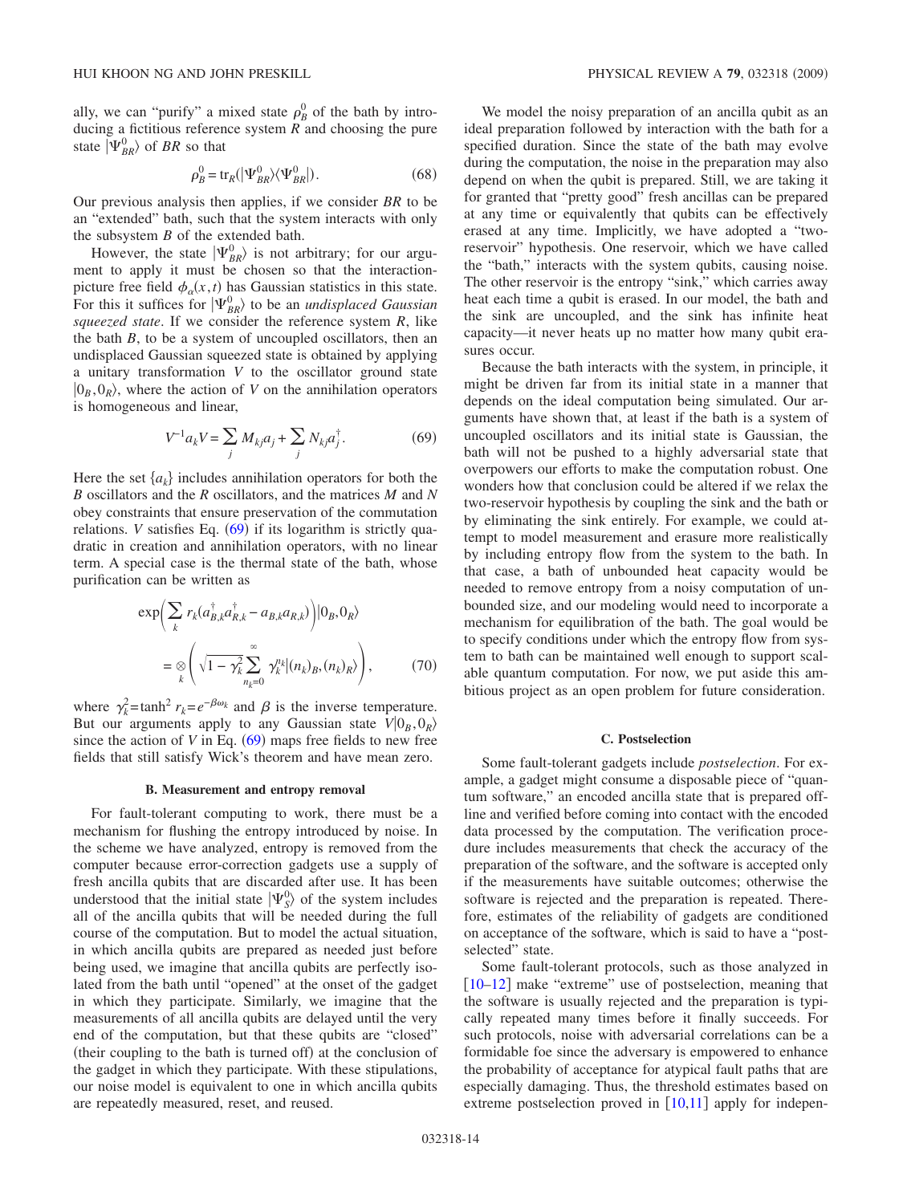ally, we can "purify" a mixed state $\rho_B^0$ of the bath by introducing a fictitious reference system $R$ and choosing the pure state $|\Psi_{BR}^0\rangle$ of $BR$ so that

$$\rho_B^0 = \mathrm{tr}_R(|\Psi_{BR}^0\rangle\langle\Psi_{BR}^0|). \tag{68}$$

Our previous analysis then applies, if we consider $BR$ to be an "extended" bath, such that the system interacts with only the subsystem $B$ of the extended bath.

However, the state $|\Psi_{BR}^0\rangle$ is not arbitrary; for our argument to apply it must be chosen so that the interaction-picture free field $\phi_\alpha(x,t)$ has Gaussian statistics in this state. For this it suffices for $|\Psi_{BR}^0\rangle$ to be an *undisplaced Gaussian squeezed state*. If we consider the reference system $R$, like the bath $B$, to be a system of uncoupled oscillators, then an undisplaced Gaussian squeezed state is obtained by applying a unitary transformation $V$ to the oscillator ground state $|0_B,0_R\rangle$, where the action of $V$ on the annihilation operators is homogeneous and linear,

$$V^{-1}a_k V = \sum_j M_{kj}a_j + \sum_j N_{kj}a_j^\dagger. \tag{69}$$

Here the set $\{a_k\}$ includes annihilation operators for both the $B$ oscillators and the $R$ oscillators, and the matrices $M$ and $N$ obey constraints that ensure preservation of the commutation relations. $V$ satisfies Eq. (69) if its logarithm is strictly quadratic in creation and annihilation operators, with no linear term. A special case is the thermal state of the bath, whose purification can be written as

$$\exp\left(\sum_k r_k(a_{B,k}^\dagger a_{R,k}^\dagger - a_{B,k}a_{R,k})\right)|0_B,0_R\rangle$$
$$= \bigotimes_k \left(\sqrt{1-\gamma_k^2}\sum_{n_k=0}^{\infty}\gamma_k^{n_k}|(n_k)_B,(n_k)_R\rangle\right), \tag{70}$$

where $\gamma_k^2 = \tanh^2 r_k = e^{-\beta\omega_k}$ and $\beta$ is the inverse temperature. But our arguments apply to any Gaussian state $V|0_B,0_R\rangle$ since the action of $V$ in Eq. (69) maps free fields to new free fields that still satisfy Wick's theorem and have mean zero.

### B. Measurement and entropy removal

For fault-tolerant computing to work, there must be a mechanism for flushing the entropy introduced by noise. In the scheme we have analyzed, entropy is removed from the computer because error-correction gadgets use a supply of fresh ancilla qubits that are discarded after use. It has been understood that the initial state $|\Psi_S^0\rangle$ of the system includes all of the ancilla qubits that will be needed during the full course of the computation. But to model the actual situation, in which ancilla qubits are prepared as needed just before being used, we imagine that ancilla qubits are perfectly isolated from the bath until "opened" at the onset of the gadget in which they participate. Similarly, we imagine that the measurements of all ancilla qubits are delayed until the very end of the computation, but that these qubits are "closed" (their coupling to the bath is turned off) at the conclusion of the gadget in which they participate. With these stipulations, our noise model is equivalent to one in which ancilla qubits are repeatedly measured, reset, and reused.

We model the noisy preparation of an ancilla qubit as an ideal preparation followed by interaction with the bath for a specified duration. Since the state of the bath may evolve during the computation, the noise in the preparation may also depend on when the qubit is prepared. Still, we are taking it for granted that "pretty good" fresh ancillas can be prepared at any time or equivalently that qubits can be effectively erased at any time. Implicitly, we have adopted a "two-reservoir" hypothesis. One reservoir, which we have called the "bath," interacts with the system qubits, causing noise. The other reservoir is the entropy "sink," which carries away heat each time a qubit is erased. In our model, the bath and the sink are uncoupled, and the sink has infinite heat capacity—it never heats up no matter how many qubit erasures occur.

Because the bath interacts with the system, in principle, it might be driven far from its initial state in a manner that depends on the ideal computation being simulated. Our arguments have shown that, at least if the bath is a system of uncoupled oscillators and its initial state is Gaussian, the bath will not be pushed to a highly adversarial state that overpowers our efforts to make the computation robust. One wonders how that conclusion could be altered if we relax the two-reservoir hypothesis by coupling the sink and the bath or by eliminating the sink entirely. For example, we could attempt to model measurement and erasure more realistically by including entropy flow from the system to the bath. In that case, a bath of unbounded heat capacity would be needed to remove entropy from a noisy computation of unbounded size, and our modeling would need to incorporate a mechanism for equilibration of the bath. The goal would be to specify conditions under which the entropy flow from system to bath can be maintained well enough to support scalable quantum computation. For now, we put aside this ambitious project as an open problem for future consideration.

### C. Postselection

Some fault-tolerant gadgets include *postselection*. For example, a gadget might consume a disposable piece of "quantum software," an encoded ancilla state that is prepared offline and verified before coming into contact with the encoded data processed by the computation. The verification procedure includes measurements that check the accuracy of the preparation of the software, and the software is accepted only if the measurements have suitable outcomes; otherwise the software is rejected and the preparation is repeated. Therefore, estimates of the reliability of gadgets are conditioned on acceptance of the software, which is said to have a "post-selected" state.

Some fault-tolerant protocols, such as those analyzed in [10–12] make "extreme" use of postselection, meaning that the software is usually rejected and the preparation is typically repeated many times before it finally succeeds. For such protocols, noise with adversarial correlations can be a formidable foe since the adversary is empowered to enhance the probability of acceptance for atypical fault paths that are especially damaging. Thus, the threshold estimates based on extreme postselection proved in [10,11] apply for indepen-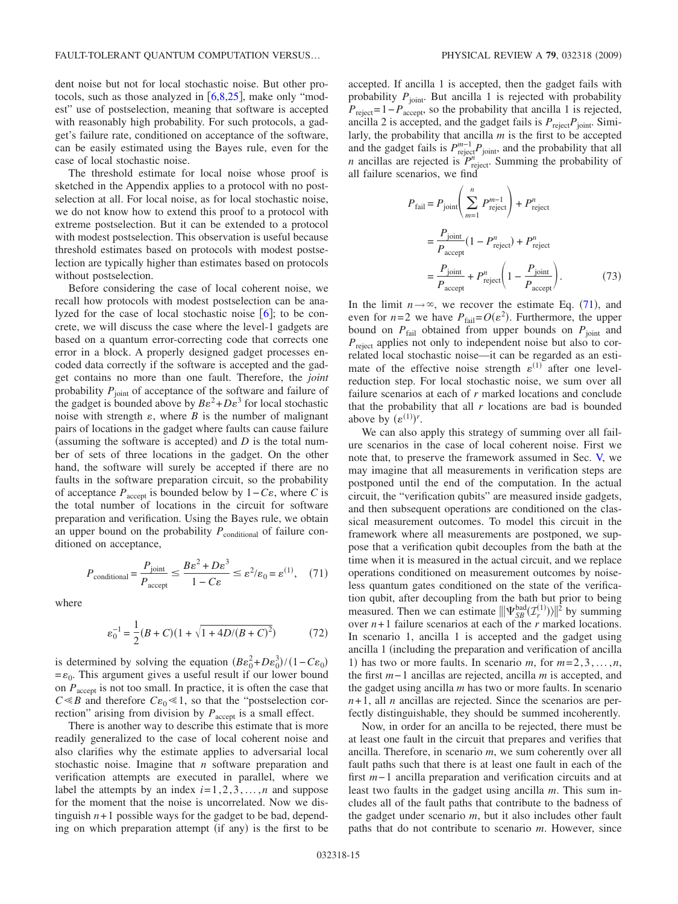dent noise but not for local stochastic noise. But other protocols, such as those analyzed in [6,8,25], make only "modest" use of postselection, meaning that software is accepted with reasonably high probability. For such protocols, a gadget's failure rate, conditioned on acceptance of the software, can be easily estimated using the Bayes rule, even for the case of local stochastic noise.

The threshold estimate for local noise whose proof is sketched in the Appendix applies to a protocol with no postselection at all. For local noise, as for local stochastic noise, we do not know how to extend this proof to a protocol with extreme postselection. But it can be extended to a protocol with modest postselection. This observation is useful because threshold estimates based on protocols with modest postselection are typically higher than estimates based on protocols without postselection.

Before considering the case of local coherent noise, we recall how protocols with modest postselection can be analyzed for the case of local stochastic noise [6]; to be concrete, we will discuss the case where the level-1 gadgets are based on a quantum error-correcting code that corrects one error in a block. A properly designed gadget processes encoded data correctly if the software is accepted and the gadget contains no more than one fault. Therefore, the *joint* probability $P_{\rm joint}$ of acceptance of the software and failure of the gadget is bounded above by $B\varepsilon^2 + D\varepsilon^3$ for local stochastic noise with strength $\varepsilon$, where $B$ is the number of malignant pairs of locations in the gadget where faults can cause failure (assuming the software is accepted) and $D$ is the total number of sets of three locations in the gadget. On the other hand, the software will surely be accepted if there are no faults in the software preparation circuit, so the probability of acceptance $P_{\rm accept}$ is bounded below by $1 - C\varepsilon$, where $C$ is the total number of locations in the circuit for software preparation and verification. Using the Bayes rule, we obtain an upper bound on the probability $P_{\rm conditional}$ of failure conditioned on acceptance,

$$P_{\rm conditional} = \frac{P_{\rm joint}}{P_{\rm accept}} \le \frac{B\varepsilon^2 + D\varepsilon^3}{1 - C\varepsilon} \le \varepsilon^2/\varepsilon_0 = \varepsilon^{(1)}, \quad (71)$$

where

$$\varepsilon_0^{-1} = \frac{1}{2}(B + C)\left(1 + \sqrt{1 + 4D/(B + C)^2}\right) \quad (72)$$

is determined by solving the equation $(B\varepsilon_0^2 + D\varepsilon_0^3)/(1 - C\varepsilon_0) = \varepsilon_0$. This argument gives a useful result if our lower bound on $P_{\rm accept}$ is not too small. In practice, it is often the case that $C \ll B$ and therefore $C\varepsilon_0 \ll 1$, so that the "postselection correction" arising from division by $P_{\rm accept}$ is a small effect.

There is another way to describe this estimate that is more readily generalized to the case of local coherent noise and also clarifies why the estimate applies to adversarial local stochastic noise. Imagine that $n$ software preparation and verification attempts are executed in parallel, where we label the attempts by an index $i = 1, 2, 3, \ldots, n$ and suppose for the moment that the noise is uncorrelated. Now we distinguish $n+1$ possible ways for the gadget to be bad, depending on which preparation attempt (if any) is the first to be accepted. If ancilla 1 is accepted, then the gadget fails with probability $P_{\rm joint}$. But ancilla 1 is rejected with probability $P_{\rm reject} = 1 - P_{\rm accept}$, so the probability that ancilla 1 is rejected, ancilla 2 is accepted, and the gadget fails is $P_{\rm reject}P_{\rm joint}$. Similarly, the probability that ancilla $m$ is the first to be accepted and the gadget fails is $P_{\rm reject}^{m-1}P_{\rm joint}$, and the probability that all $n$ ancillas are rejected is $P_{\rm reject}^n$. Summing the probability of all failure scenarios, we find

$$\begin{aligned} P_{\rm fail} &= P_{\rm joint}\left(\sum_{m=1}^{n} P_{\rm reject}^{m-1}\right) + P_{\rm reject}^n \\ &= \frac{P_{\rm joint}}{P_{\rm accept}}(1 - P_{\rm reject}^n) + P_{\rm reject}^n \\ &= \frac{P_{\rm joint}}{P_{\rm accept}} + P_{\rm reject}^n\left(1 - \frac{P_{\rm joint}}{P_{\rm accept}}\right). \end{aligned} \quad (73)$$

In the limit $n \to \infty$, we recover the estimate Eq. (71), and even for $n=2$ we have $P_{\rm fail} = O(\varepsilon^2)$. Furthermore, the upper bound on $P_{\rm fail}$ obtained from upper bounds on $P_{\rm joint}$ and $P_{\rm reject}$ applies not only to independent noise but also to correlated local stochastic noise—it can be regarded as an estimate of the effective noise strength $\varepsilon^{(1)}$ after one level-reduction step. For local stochastic noise, we sum over all failure scenarios at each of $r$ marked locations and conclude that the probability that all $r$ locations are bad is bounded above by $(\varepsilon^{(1)})^r$.

We can also apply this strategy of summing over all failure scenarios in the case of local coherent noise. First we note that, to preserve the framework assumed in Sec. V, we may imagine that all measurements in verification steps are postponed until the end of the computation. In the actual circuit, the "verification qubits" are measured inside gadgets, and then subsequent operations are conditioned on the classical measurement outcomes. To model this circuit in the framework where all measurements are postponed, we suppose that a verification qubit decouples from the bath at the time when it is measured in the actual circuit, and we replace operations conditioned on measurement outcomes by noiseless quantum gates conditioned on the state of the verification qubit, after decoupling from the bath but prior to being measured. Then we can estimate $\||\Psi_{SB}^{\rm bad}(\mathcal{I}_r^{(1)})\rangle\|^2$ by summing over $n+1$ failure scenarios at each of the $r$ marked locations. In scenario 1, ancilla 1 is accepted and the gadget using ancilla 1 (including the preparation and verification of ancilla 1) has two or more faults. In scenario $m$, for $m = 2, 3, \ldots, n$, the first $m-1$ ancillas are rejected, ancilla $m$ is accepted, and the gadget using ancilla $m$ has two or more faults. In scenario $n+1$, all $n$ ancillas are rejected. Since the scenarios are perfectly distinguishable, they should be summed incoherently.

Now, in order for an ancilla to be rejected, there must be at least one fault in the circuit that prepares and verifies that ancilla. Therefore, in scenario $m$, we sum coherently over all fault paths such that there is at least one fault in each of the first $m-1$ ancilla preparation and verification circuits and at least two faults in the gadget using ancilla $m$. This sum includes all of the fault paths that contribute to the badness of the gadget under scenario $m$, but it also includes other fault paths that do not contribute to scenario $m$. However, since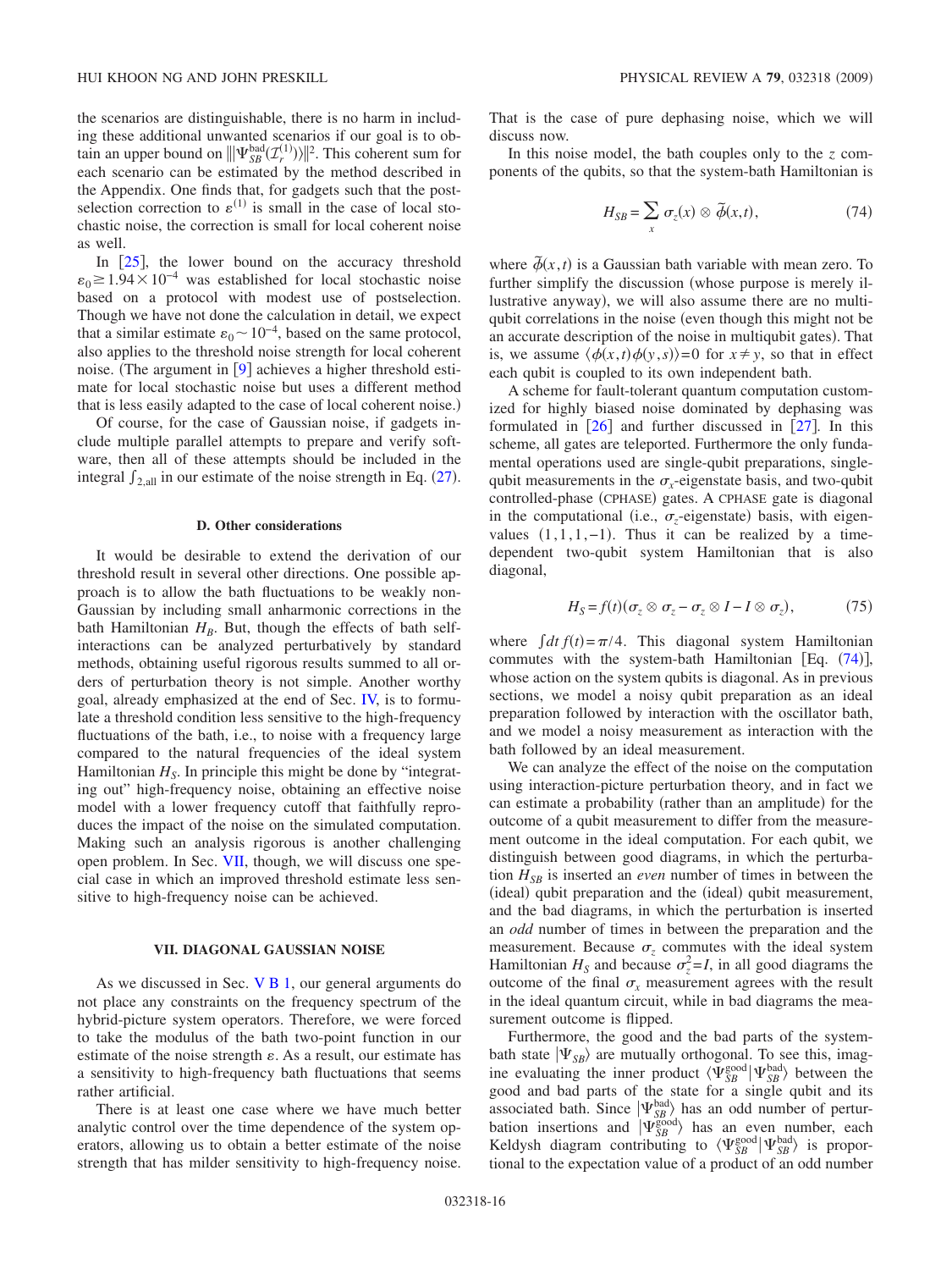the scenarios are distinguishable, there is no harm in including these additional unwanted scenarios if our goal is to obtain an upper bound on $\||\Psi_{SB}^{\rm bad}(\mathcal{I}_r^{(1)})\rangle\|^2$. This coherent sum for each scenario can be estimated by the method described in the Appendix. One finds that, for gadgets such that the postselection correction to $\varepsilon^{(1)}$ is small in the case of local stochastic noise, the correction is small for local coherent noise as well.

In [25], the lower bound on the accuracy threshold $\varepsilon_0 \ge 1.94\times 10^{-4}$ was established for local stochastic noise based on a protocol with modest use of postselection. Though we have not done the calculation in detail, we expect that a similar estimate $\varepsilon_0 \sim 10^{-4}$, based on the same protocol, also applies to the threshold noise strength for local coherent noise. (The argument in [9] achieves a higher threshold estimate for local stochastic noise but uses a different method that is less easily adapted to the case of local coherent noise.)

Of course, for the case of Gaussian noise, if gadgets include multiple parallel attempts to prepare and verify software, then all of these attempts should be included in the integral $\int_{2,\rm all}$ in our estimate of the noise strength in Eq. (27).

### D. Other considerations

It would be desirable to extend the derivation of our threshold result in several other directions. One possible approach is to allow the bath fluctuations to be weakly non-Gaussian by including small anharmonic corrections in the bath Hamiltonian $H_B$. But, though the effects of bath self-interactions can be analyzed perturbatively by standard methods, obtaining useful rigorous results summed to all orders of perturbation theory is not simple. Another worthy goal, already emphasized at the end of Sec. IV, is to formulate a threshold condition less sensitive to the high-frequency fluctuations of the bath, i.e., to noise with a frequency large compared to the natural frequencies of the ideal system Hamiltonian $H_S$. In principle this might be done by "integrating out" high-frequency noise, obtaining an effective noise model with a lower frequency cutoff that faithfully reproduces the impact of the noise on the simulated computation. Making such an analysis rigorous is another challenging open problem. In Sec. VII, though, we will discuss one special case in which an improved threshold estimate less sensitive to high-frequency noise can be achieved.

## VII. DIAGONAL GAUSSIAN NOISE

As we discussed in Sec. V B 1, our general arguments do not place any constraints on the frequency spectrum of the hybrid-picture system operators. Therefore, we were forced to take the modulus of the bath two-point function in our estimate of the noise strength $\varepsilon$. As a result, our estimate has a sensitivity to high-frequency bath fluctuations that seems rather artificial.

There is at least one case where we have much better analytic control over the time dependence of the system operators, allowing us to obtain a better estimate of the noise strength that has milder sensitivity to high-frequency noise. That is the case of pure dephasing noise, which we will discuss now.

In this noise model, the bath couples only to the $z$ components of the qubits, so that the system-bath Hamiltonian is

$$H_{SB} = \sum_x \sigma_z(x) \otimes \tilde{\phi}(x,t), \tag{74}$$

where $\tilde{\phi}(x,t)$ is a Gaussian bath variable with mean zero. To further simplify the discussion (whose purpose is merely illustrative anyway), we will also assume there are no multiqubit correlations in the noise (even though this might not be an accurate description of the noise in multiqubit gates). That is, we assume $\langle\phi(x,t)\phi(y,s)\rangle = 0$ for $x\neq y$, so that in effect each qubit is coupled to its own independent bath.

A scheme for fault-tolerant quantum computation customized for highly biased noise dominated by dephasing was formulated in [26] and further discussed in [27]. In this scheme, all gates are teleported. Furthermore the only fundamental operations used are single-qubit preparations, single-qubit measurements in the $\sigma_x$-eigenstate basis, and two-qubit controlled-phase (CPHASE) gates. A CPHASE gate is diagonal in the computational (i.e., $\sigma_z$-eigenstate) basis, with eigenvalues $(1,1,1,-1)$. Thus it can be realized by a time-dependent two-qubit system Hamiltonian that is also diagonal,

$$H_S = f(t)(\sigma_z\otimes\sigma_z - \sigma_z\otimes I - I\otimes\sigma_z), \tag{75}$$

where $\int dt\, f(t) = \pi/4$. This diagonal system Hamiltonian commutes with the system-bath Hamiltonian [Eq. (74)], whose action on the system qubits is diagonal. As in previous sections, we model a noisy qubit preparation as an ideal preparation followed by interaction with the oscillator bath, and we model a noisy measurement as interaction with the bath followed by an ideal measurement.

We can analyze the effect of the noise on the computation using interaction-picture perturbation theory, and in fact we can estimate a probability (rather than an amplitude) for the outcome of a qubit measurement to differ from the measurement outcome in the ideal computation. For each qubit, we distinguish between good diagrams, in which the perturbation $H_{SB}$ is inserted an *even* number of times in between the (ideal) qubit preparation and the (ideal) qubit measurement, and the bad diagrams, in which the perturbation is inserted an *odd* number of times in between the preparation and the measurement. Because $\sigma_z$ commutes with the ideal system Hamiltonian $H_S$ and because $\sigma_z^2 = I$, in all good diagrams the outcome of the final $\sigma_x$ measurement agrees with the result in the ideal quantum circuit, while in bad diagrams the measurement outcome is flipped.

Furthermore, the good and the bad parts of the system-bath state $|\Psi_{SB}\rangle$ are mutually orthogonal. To see this, imagine evaluating the inner product $\langle\Psi_{SB}^{\rm good}|\Psi_{SB}^{\rm bad}\rangle$ between the good and bad parts of the state for a single qubit and its associated bath. Since $|\Psi_{SB}^{\rm bad}\rangle$ has an odd number of perturbation insertions and $|\Psi_{SB}^{\rm good}\rangle$ has an even number, each Keldysh diagram contributing to $\langle\Psi_{SB}^{\rm good}|\Psi_{SB}^{\rm bad}\rangle$ is proportional to the expectation value of a product of an odd number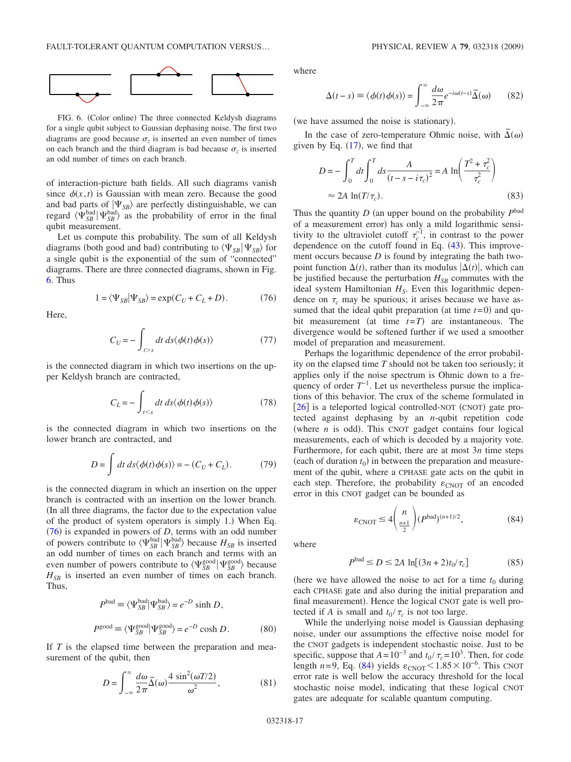FIG. 6. (Color online) The three connected Keldysh diagrams for a single qubit subject to Gaussian dephasing noise. The first two diagrams are good because $\sigma_z$ is inserted an even number of times on each branch and the third diagram is bad because $\sigma_z$ is inserted an odd number of times on each branch.

of interaction-picture bath fields. All such diagrams vanish since $\phi(x,t)$ is Gaussian with mean zero. Because the good and bad parts of $|\Psi_{SB}\rangle$ are perfectly distinguishable, we can regard $\langle\Psi_{SB}^{\rm bad}|\Psi_{SB}^{\rm bad}\rangle$ as the probability of error in the final qubit measurement.

Let us compute this probability. The sum of all Keldysh diagrams (both good and bad) contributing to $\langle\Psi_{SB}|\Psi_{SB}\rangle$ for a single qubit is the exponential of the sum of "connected" diagrams. There are three connected diagrams, shown in Fig. 6. Thus

$$1 = \langle\Psi_{SB}|\Psi_{SB}\rangle = \exp(C_U + C_L + D). \tag{76}$$

Here,

$$C_U = -\int_{t>s} dt\, ds \langle\phi(t)\phi(s)\rangle \tag{77}$$

is the connected diagram in which two insertions on the upper Keldysh branch are contracted,

$$C_L = -\int_{t<s} dt\, ds \langle\phi(t)\phi(s)\rangle \tag{78}$$

is the connected diagram in which two insertions on the lower branch are contracted, and

$$D = \int dt\, ds \langle\phi(t)\phi(s)\rangle = -(C_U + C_L). \tag{79}$$

is the connected diagram in which an insertion on the upper branch is contracted with an insertion on the lower branch. (In all three diagrams, the factor due to the expectation value of the product of system operators is simply 1.) When Eq. (76) is expanded in powers of $D$, terms with an odd number of powers contribute to $\langle\Psi_{SB}^{\rm bad}|\Psi_{SB}^{\rm bad}\rangle$ because $H_{SB}$ is inserted an odd number of times on each branch and terms with an even number of powers contribute to $\langle\Psi_{SB}^{\rm good}|\Psi_{SB}^{\rm good}\rangle$ because $H_{SB}$ is inserted an even number of times on each branch. Thus,

$$P^{\rm bad} \equiv \langle\Psi_{SB}^{\rm bad}|\Psi_{SB}^{\rm bad}\rangle = e^{-D}\sinh D,$$

$$P^{\rm good} \equiv \langle\Psi_{SB}^{\rm good}|\Psi_{SB}^{\rm good}\rangle = e^{-D}\cosh D. \tag{80}$$

If $T$ is the elapsed time between the preparation and measurement of the qubit, then

$$D = \int_{-\infty}^{\infty} \frac{d\omega}{2\pi}\tilde{\Delta}(\omega)\frac{4\sin^2(\omega T/2)}{\omega^2}, \tag{81}$$

where

$$\Delta(t-s) \equiv \langle\phi(t)\phi(s)\rangle = \int_{-\infty}^{\infty}\frac{d\omega}{2\pi}e^{-i\omega(t-s)}\tilde{\Delta}(\omega) \tag{82}$$

(we have assumed the noise is stationary).

In the case of zero-temperature Ohmic noise, with $\tilde{\Delta}(\omega)$ given by Eq. (17), we find that

$$D = -\int_0^T dt\int_0^T ds \frac{A}{(t-s-i\tau_c)^2} = A\ln\left(\frac{T^2+\tau_c^2}{\tau_c^2}\right)$$
$$\approx 2A\ln(T/\tau_c). \tag{83}$$

Thus the quantity $D$ (an upper bound on the probability $P^{\rm bad}$ of a measurement error) has only a mild logarithmic sensitivity to the ultraviolet cutoff $\tau_c^{-1}$, in contrast to the power dependence on the cutoff found in Eq. (43). This improvement occurs because $D$ is found by integrating the bath two-point function $\Delta(t)$, rather than its modulus $|\Delta(t)|$, which can be justified because the perturbation $H_{SB}$ commutes with the ideal system Hamiltonian $H_S$. Even this logarithmic dependence on $\tau_c$ may be spurious; it arises because we have assumed that the ideal qubit preparation (at time $t=0$) and qubit measurement (at time $t=T$) are instantaneous. The divergence would be softened further if we used a smoother model of preparation and measurement.

Perhaps the logarithmic dependence of the error probability on the elapsed time $T$ should not be taken too seriously; it applies only if the noise spectrum is Ohmic down to a frequency of order $T^{-1}$. Let us nevertheless pursue the implications of this behavior. The crux of the scheme formulated in [26] is a teleported logical controlled-NOT (CNOT) gate protected against dephasing by an $n$-qubit repetition code (where $n$ is odd). This CNOT gadget contains four logical measurements, each of which is decoded by a majority vote. Furthermore, for each qubit, there are at most $3n$ time steps (each of duration $t_0$) in between the preparation and measurement of the qubit, where a CPHASE gate acts on the qubit in each step. Therefore, the probability $\varepsilon_{\rm CNOT}$ of an encoded error in this CNOT gadget can be bounded as

$$\varepsilon_{\rm CNOT} \le 4\binom{n}{\frac{n+1}{2}}(P^{\rm bad})^{(n+1)/2}, \tag{84}$$

where

$$P^{\rm bad} \le D \le 2A\ln[(3n+2)t_0/\tau_c] \tag{85}$$

(here we have allowed the noise to act for a time $t_0$ during each CPHASE gate and also during the initial preparation and final measurement). Hence the logical CNOT gate is well protected if $A$ is small and $t_0/\tau_c$ is not too large.

While the underlying noise model is Gaussian dephasing noise, under our assumptions the effective noise model for the CNOT gadgets is independent stochastic noise. Just to be specific, suppose that $A=10^{-3}$ and $t_0/\tau_c=10^3$. Then, for code length $n=9$, Eq. (84) yields $\varepsilon_{\rm CNOT} < 1.85\times 10^{-6}$. This CNOT error rate is well below the accuracy threshold for the local stochastic noise model, indicating that these logical CNOT gates are adequate for scalable quantum computing.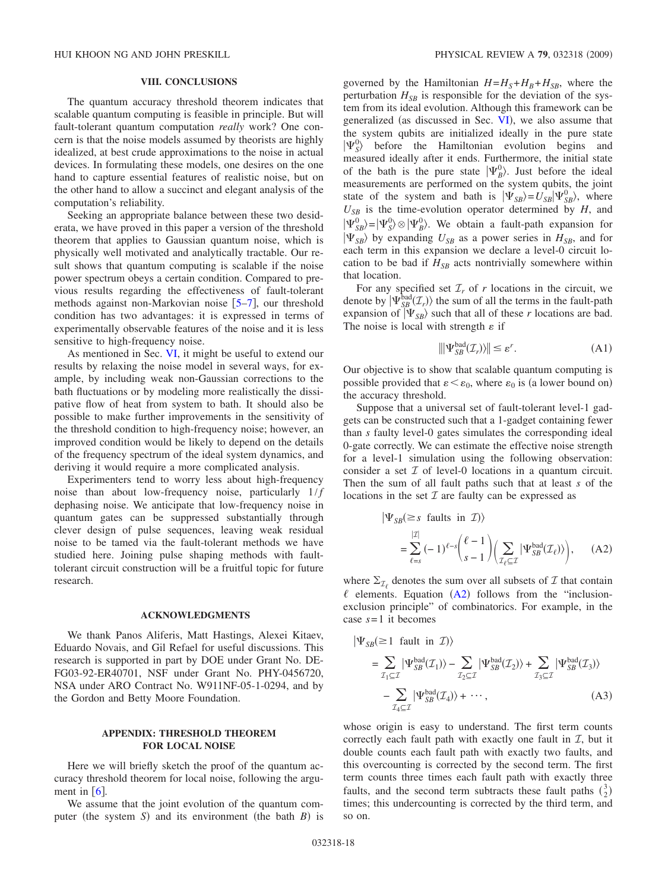## VIII. CONCLUSIONS

The quantum accuracy threshold theorem indicates that scalable quantum computing is feasible in principle. But will fault-tolerant quantum computation *really* work? One concern is that the noise models assumed by theorists are highly idealized, at best crude approximations to the noise in actual devices. In formulating these models, one desires on the one hand to capture essential features of realistic noise, but on the other hand to allow a succinct and elegant analysis of the computation's reliability.

Seeking an appropriate balance between these two desiderata, we have proved in this paper a version of the threshold theorem that applies to Gaussian quantum noise, which is physically well motivated and analytically tractable. Our result shows that quantum computing is scalable if the noise power spectrum obeys a certain condition. Compared to previous results regarding the effectiveness of fault-tolerant methods against non-Markovian noise [5–7], our threshold condition has two advantages: it is expressed in terms of experimentally observable features of the noise and it is less sensitive to high-frequency noise.

As mentioned in Sec. VI, it might be useful to extend our results by relaxing the noise model in several ways, for example, by including weak non-Gaussian corrections to the bath fluctuations or by modeling more realistically the dissipative flow of heat from system to bath. It should also be possible to make further improvements in the sensitivity of the threshold condition to high-frequency noise; however, an improved condition would be likely to depend on the details of the frequency spectrum of the ideal system dynamics, and deriving it would require a more complicated analysis.

Experimenters tend to worry less about high-frequency noise than about low-frequency noise, particularly $1/f$ dephasing noise. We anticipate that low-frequency noise in quantum gates can be suppressed substantially through clever design of pulse sequences, leaving weak residual noise to be tamed via the fault-tolerant methods we have studied here. Joining pulse shaping methods with fault-tolerant circuit construction will be a fruitful topic for future research.

## ACKNOWLEDGMENTS

We thank Panos Aliferis, Matt Hastings, Alexei Kitaev, Eduardo Novais, and Gil Refael for useful discussions. This research is supported in part by DOE under Grant No. DE-FG03-92-ER40701, NSF under Grant No. PHY-0456720, NSA under ARO Contract No. W911NF-05-1-0294, and by the Gordon and Betty Moore Foundation.

## APPENDIX: THRESHOLD THEOREM FOR LOCAL NOISE

Here we will briefly sketch the proof of the quantum accuracy threshold theorem for local noise, following the argument in [6].

We assume that the joint evolution of the quantum computer (the system $S$) and its environment (the bath $B$) is governed by the Hamiltonian $H=H_S+H_B+H_{SB}$, where the perturbation $H_{SB}$ is responsible for the deviation of the system from its ideal evolution. Although this framework can be generalized (as discussed in Sec. VI), we also assume that the system qubits are initialized ideally in the pure state $|\Psi_S^0\rangle$ before the Hamiltonian evolution begins and measured ideally after it ends. Furthermore, the initial state of the bath is the pure state $|\Psi_B^0\rangle$. Just before the ideal measurements are performed on the system qubits, the joint state of the system and bath is $|\Psi_{SB}\rangle = U_{SB}|\Psi_{SB}^0\rangle$, where $U_{SB}$ is the time-evolution operator determined by $H$, and $|\Psi_{SB}^0\rangle = |\Psi_S^0\rangle \otimes |\Psi_B^0\rangle$. We obtain a fault-path expansion for $|\Psi_{SB}\rangle$ by expanding $U_{SB}$ as a power series in $H_{SB}$, and for each term in this expansion we declare a level-0 circuit location to be bad if $H_{SB}$ acts nontrivially somewhere within that location.

For any specified set $\mathcal{I}_r$ of $r$ locations in the circuit, we denote by $|\Psi_{SB}^{\text{bad}}(\mathcal{I}_r)\rangle$ the sum of all the terms in the fault-path expansion of $|\Psi_{SB}\rangle$ such that all of these $r$ locations are bad. The noise is local with strength $\varepsilon$ if

$$\| |\Psi_{SB}^{\text{bad}}(\mathcal{I}_r)\rangle \| \le \varepsilon^r. \tag{A1}$$

Our objective is to show that scalable quantum computing is possible provided that $\varepsilon < \varepsilon_0$, where $\varepsilon_0$ is (a lower bound on) the accuracy threshold.

Suppose that a universal set of fault-tolerant level-1 gadgets can be constructed such that a 1-gadget containing fewer than $s$ faulty level-0 gates simulates the corresponding ideal 0-gate correctly. We can estimate the effective noise strength for a level-1 simulation using the following observation: consider a set $\mathcal{I}$ of level-0 locations in a quantum circuit. Then the sum of all fault paths such that at least $s$ of the locations in the set $\mathcal{I}$ are faulty can be expressed as

$$|\Psi_{SB}(\ge s \text{ faults in } \mathcal{I})\rangle = \sum_{\ell=s}^{|\mathcal{I}|} (-1)^{\ell-s} \binom{\ell-1}{s-1} \left( \sum_{\mathcal{I}_\ell \subseteq \mathcal{I}} |\Psi_{SB}^{\text{bad}}(\mathcal{I}_\ell)\rangle \right), \tag{A2}$$

where $\Sigma_{\mathcal{I}_\ell}$ denotes the sum over all subsets of $\mathcal{I}$ that contain $\ell$ elements. Equation (A2) follows from the "inclusion-exclusion principle" of combinatorics. For example, in the case $s=1$ it becomes

$$\begin{aligned} |\Psi_{SB}(\ge 1 \text{ fault in } \mathcal{I})\rangle &= \sum_{\mathcal{I}_1 \subseteq \mathcal{I}} |\Psi_{SB}^{\text{bad}}(\mathcal{I}_1)\rangle - \sum_{\mathcal{I}_2 \subseteq \mathcal{I}} |\Psi_{SB}^{\text{bad}}(\mathcal{I}_2)\rangle + \sum_{\mathcal{I}_3 \subseteq \mathcal{I}} |\Psi_{SB}^{\text{bad}}(\mathcal{I}_3)\rangle \\ &\quad - \sum_{\mathcal{I}_4 \subseteq \mathcal{I}} |\Psi_{SB}^{\text{bad}}(\mathcal{I}_4)\rangle + \cdots, \end{aligned} \tag{A3}$$

whose origin is easy to understand. The first term counts correctly each fault path with exactly one fault in $\mathcal{I}$, but it double counts each fault path with exactly two faults, and this overcounting is corrected by the second term. The first term counts three times each fault path with exactly three faults, and the second term subtracts these fault paths $\binom{3}{2}$ times; this undercounting is corrected by the third term, and so on.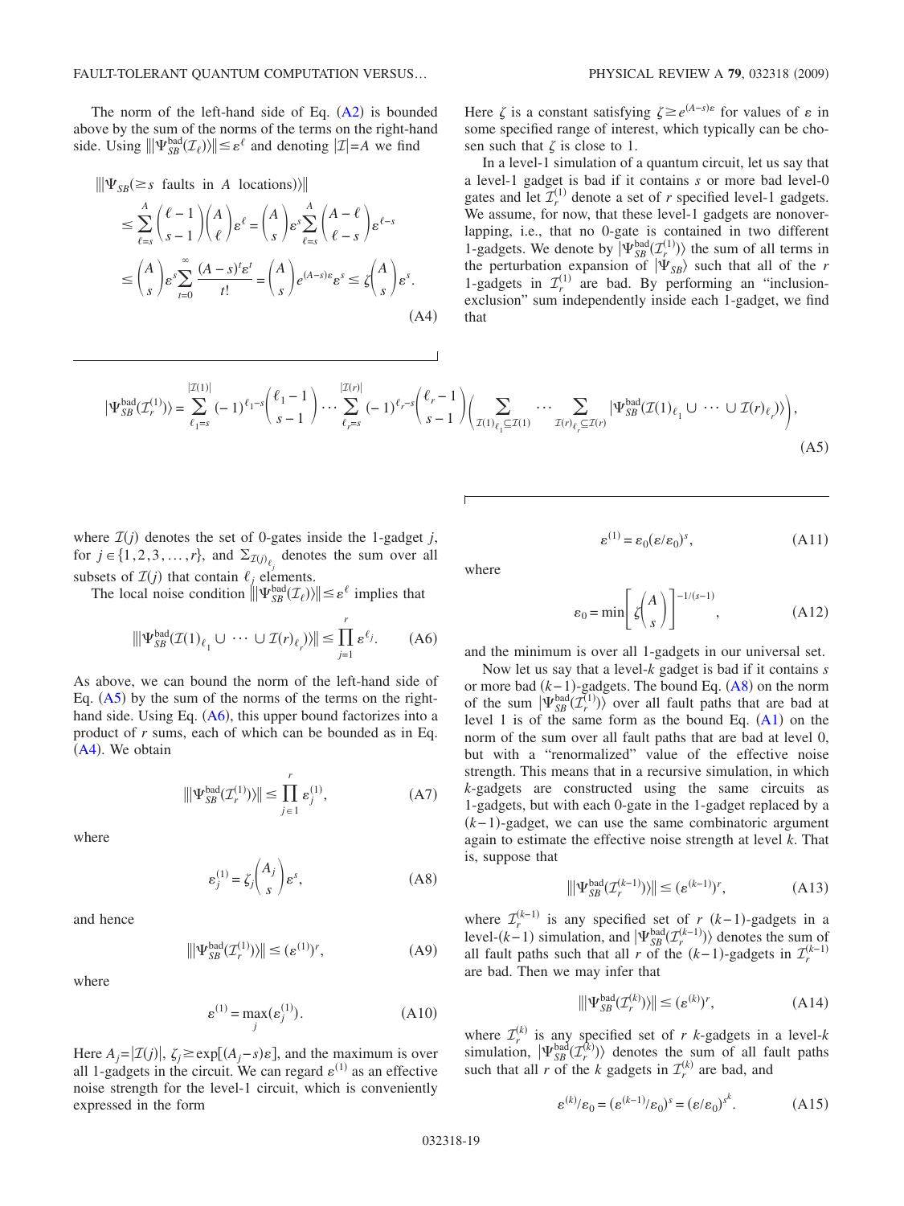The norm of the left-hand side of Eq. (A2) is bounded above by the sum of the norms of the terms on the right-hand side. Using $\| |\Psi_{SB}^{\mathrm{bad}}(\mathcal{I}_\ell)\rangle \| \le \varepsilon^\ell$ and denoting $|\mathcal{I}|=A$ we find

$$
\begin{aligned}
&\| |\Psi_{SB}(\geq s \text{ faults in } A \text{ locations})\rangle \| \\
&\quad \le \sum_{\ell=s}^{A} \binom{\ell-1}{s-1}\binom{A}{\ell}\varepsilon^\ell = \binom{A}{s}\varepsilon^s \sum_{\ell=s}^{A}\binom{A-\ell}{\ell-s}\varepsilon^{\ell-s} \\
&\quad \le \binom{A}{s}\varepsilon^s \sum_{t=0}^{\infty}\frac{(A-s)^t\varepsilon^t}{t!} = \binom{A}{s}e^{(A-s)\varepsilon}\varepsilon^s \le \zeta\binom{A}{s}\varepsilon^s.
\end{aligned}
\tag{A4}
$$

Here $\zeta$ is a constant satisfying $\zeta \geq e^{(A-s)\varepsilon}$ for values of $\varepsilon$ in some specified range of interest, which typically can be chosen such that $\zeta$ is close to 1.

In a level-1 simulation of a quantum circuit, let us say that a level-1 gadget is bad if it contains $s$ or more bad level-0 gates and let $\mathcal{I}_r^{(1)}$ denote a set of $r$ specified level-1 gadgets. We assume, for now, that these level-1 gadgets are nonoverlapping, i.e., that no 0-gate is contained in two different 1-gadgets. We denote by $|\Psi_{SB}^{\mathrm{bad}}(\mathcal{I}_r^{(1)})\rangle$ the sum of all terms in the perturbation expansion of $|\Psi_{SB}\rangle$ such that all of the $r$ 1-gadgets in $\mathcal{I}_r^{(1)}$ are bad. By performing an "inclusion-exclusion" sum independently inside each 1-gadget, we find that

$$
|\Psi_{SB}^{\mathrm{bad}}(\mathcal{I}_r^{(1)})\rangle = \sum_{\ell_1=s}^{|\mathcal{I}(1)|}(-1)^{\ell_1-s}\binom{\ell_1-1}{s-1}\cdots\sum_{\ell_r=s}^{|\mathcal{I}(r)|}(-1)^{\ell_r-s}\binom{\ell_r-1}{s-1}\left(\sum_{\mathcal{I}(1)_{\ell_1}\subseteq\mathcal{I}(1)}\cdots\sum_{\mathcal{I}(r)_{\ell_r}\subseteq\mathcal{I}(r)}|\Psi_{SB}^{\mathrm{bad}}(\mathcal{I}(1)_{\ell_1}\cup\cdots\cup\mathcal{I}(r)_{\ell_r})\rangle\right),
\tag{A5}
$$

where $\mathcal{I}(j)$ denotes the set of 0-gates inside the 1-gadget $j$, for $j\in\{1,2,3,\ldots,r\}$, and $\Sigma_{\mathcal{I}(j)_{\ell_j}}$ denotes the sum over all subsets of $\mathcal{I}(j)$ that contain $\ell_j$ elements.

The local noise condition $\| |\Psi_{SB}^{\mathrm{bad}}(\mathcal{I}_\ell)\rangle \| \le \varepsilon^\ell$ implies that

$$
\| |\Psi_{SB}^{\mathrm{bad}}(\mathcal{I}(1)_{\ell_1}\cup\cdots\cup\mathcal{I}(r)_{\ell_r})\rangle \| \le \prod_{j=1}^{r}\varepsilon^{\ell_j}. \tag{A6}
$$

As above, we can bound the norm of the left-hand side of Eq. (A5) by the sum of the norms of the terms on the right-hand side. Using Eq. (A6), this upper bound factorizes into a product of $r$ sums, each of which can be bounded as in Eq. (A4). We obtain

$$
\| |\Psi_{SB}^{\mathrm{bad}}(\mathcal{I}_r^{(1)})\rangle \| \le \prod_{j\in 1}^{r}\varepsilon_j^{(1)}, \tag{A7}
$$

where

$$
\varepsilon_j^{(1)} = \zeta_j\binom{A_j}{s}\varepsilon^s, \tag{A8}
$$

and hence

$$
\| |\Psi_{SB}^{\mathrm{bad}}(\mathcal{I}_r^{(1)})\rangle \| \le (\varepsilon^{(1)})^r, \tag{A9}
$$

where

$$
\varepsilon^{(1)} = \max_j(\varepsilon_j^{(1)}). \tag{A10}
$$

Here $A_j=|\mathcal{I}(j)|$, $\zeta_j \geq \exp[(A_j-s)\varepsilon]$, and the maximum is over all 1-gadgets in the circuit. We can regard $\varepsilon^{(1)}$ as an effective noise strength for the level-1 circuit, which is conveniently expressed in the form

$$
\varepsilon^{(1)} = \varepsilon_0(\varepsilon/\varepsilon_0)^s, \tag{A11}
$$

where

$$
\varepsilon_0 = \min\left[\zeta\binom{A}{s}\right]^{-1/(s-1)}, \tag{A12}
$$

and the minimum is over all 1-gadgets in our universal set.

Now let us say that a level-$k$ gadget is bad if it contains $s$ or more bad $(k-1)$-gadgets. The bound Eq. (A8) on the norm of the sum $|\Psi_{SB}^{\mathrm{bad}}(\mathcal{I}_r^{(1)})\rangle$ over all fault paths that are bad at level 1 is of the same form as the bound Eq. (A1) on the norm of the sum over all fault paths that are bad at level 0, but with a "renormalized" value of the effective noise strength. This means that in a recursive simulation, in which $k$-gadgets are constructed using the same circuits as 1-gadgets, but with each 0-gate in the 1-gadget replaced by a $(k-1)$-gadget, we can use the same combinatoric argument again to estimate the effective noise strength at level $k$. That is, suppose that

$$
\| |\Psi_{SB}^{\mathrm{bad}}(\mathcal{I}_r^{(k-1)})\rangle \| \le (\varepsilon^{(k-1)})^r, \tag{A13}
$$

where $\mathcal{I}_r^{(k-1)}$ is any specified set of $r$ $(k-1)$-gadgets in a level-$(k-1)$ simulation, and $|\Psi_{SB}^{\mathrm{bad}}(\mathcal{I}_r^{(k-1)})\rangle$ denotes the sum of all fault paths such that all $r$ of the $(k-1)$-gadgets in $\mathcal{I}_r^{(k-1)}$ are bad. Then we may infer that

$$
\| |\Psi_{SB}^{\mathrm{bad}}(\mathcal{I}_r^{(k)})\rangle \| \le (\varepsilon^{(k)})^r, \tag{A14}
$$

where $\mathcal{I}_r^{(k)}$ is any specified set of $r$ $k$-gadgets in a level-$k$ simulation, $|\Psi_{SB}^{\mathrm{bad}}(\mathcal{I}_r^{(k)})\rangle$ denotes the sum of all fault paths such that all $r$ of the $k$ gadgets in $\mathcal{I}_r^{(k)}$ are bad, and

$$
\varepsilon^{(k)}/\varepsilon_0 = (\varepsilon^{(k-1)}/\varepsilon_0)^s = (\varepsilon/\varepsilon_0)^{s^k}. \tag{A15}
$$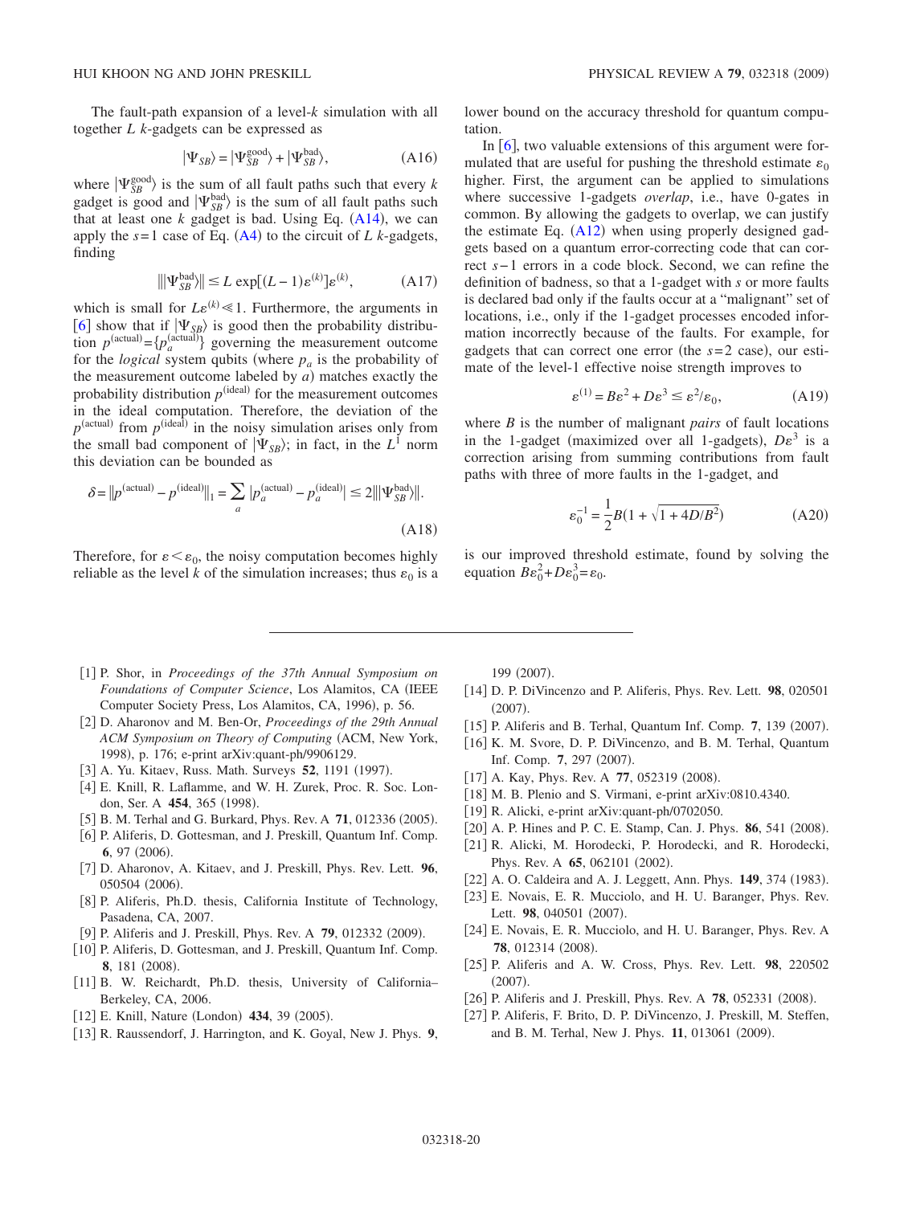The fault-path expansion of a level-$k$ simulation with all together $L$ $k$-gadgets can be expressed as

$$|\Psi_{SB}\rangle = |\Psi_{SB}^{\text{good}}\rangle + |\Psi_{SB}^{\text{bad}}\rangle, \tag{A16}$$

where $|\Psi_{SB}^{\text{good}}\rangle$ is the sum of all fault paths such that every $k$ gadget is good and $|\Psi_{SB}^{\text{bad}}\rangle$ is the sum of all fault paths such that at least one $k$ gadget is bad. Using Eq. (A14), we can apply the $s=1$ case of Eq. (A4) to the circuit of $L$ $k$-gadgets, finding

$$\||\Psi_{SB}^{\text{bad}}\rangle\| \leq L \exp[(L-1)\varepsilon^{(k)}]\varepsilon^{(k)}, \tag{A17}$$

which is small for $L\varepsilon^{(k)} \ll 1$. Furthermore, the arguments in [6] show that if $|\Psi_{SB}\rangle$ is good then the probability distribution $p^{(\text{actual})}=\{p_a^{(\text{actual})}\}$ governing the measurement outcome for the *logical* system qubits (where $p_a$ is the probability of the measurement outcome labeled by $a$) matches exactly the probability distribution $p^{(\text{ideal})}$ for the measurement outcomes in the ideal computation. Therefore, the deviation of the $p^{(\text{actual})}$ from $p^{(\text{ideal})}$ in the noisy simulation arises only from the small bad component of $|\Psi_{SB}\rangle$; in fact, in the $L^1$ norm this deviation can be bounded as

$$\delta = \|p^{(\text{actual})} - p^{(\text{ideal})}\|_1 = \sum_a |p_a^{(\text{actual})} - p_a^{(\text{ideal})}| \leq 2\||\Psi_{SB}^{\text{bad}}\rangle\|. \tag{A18}$$

Therefore, for $\varepsilon < \varepsilon_0$, the noisy computation becomes highly reliable as the level $k$ of the simulation increases; thus $\varepsilon_0$ is a lower bound on the accuracy threshold for quantum computation.

In [6], two valuable extensions of this argument were formulated that are useful for pushing the threshold estimate $\varepsilon_0$ higher. First, the argument can be applied to simulations where successive 1-gadgets *overlap*, i.e., have 0-gates in common. By allowing the gadgets to overlap, we can justify the estimate Eq. (A12) when using properly designed gadgets based on a quantum error-correcting code that can correct $s-1$ errors in a code block. Second, we can refine the definition of badness, so that a 1-gadget with $s$ or more faults is declared bad only if the faults occur at a "malignant" set of locations, i.e., only if the 1-gadget processes encoded information incorrectly because of the faults. For example, for gadgets that can correct one error (the $s=2$ case), our estimate of the level-1 effective noise strength improves to

$$\varepsilon^{(1)} = B\varepsilon^2 + D\varepsilon^3 \leq \varepsilon^2/\varepsilon_0, \tag{A19}$$

where $B$ is the number of malignant *pairs* of fault locations in the 1-gadget (maximized over all 1-gadgets), $D\varepsilon^3$ is a correction arising from summing contributions from fault paths with three of more faults in the 1-gadget, and

$$\varepsilon_0^{-1} = \frac{1}{2}B(1+\sqrt{1+4D/B^2}) \tag{A20}$$

is our improved threshold estimate, found by solving the equation $B\varepsilon_0^2 + D\varepsilon_0^3 = \varepsilon_0$.

---

[1] P. Shor, in *Proceedings of the 37th Annual Symposium on Foundations of Computer Science*, Los Alamitos, CA (IEEE Computer Society Press, Los Alamitos, CA, 1996), p. 56.
[2] D. Aharonov and M. Ben-Or, *Proceedings of the 29th Annual ACM Symposium on Theory of Computing* (ACM, New York, 1998), p. 176; e-print arXiv:quant-ph/9906129.
[3] A. Yu. Kitaev, Russ. Math. Surveys **52**, 1191 (1997).
[4] E. Knill, R. Laflamme, and W. H. Zurek, Proc. R. Soc. London, Ser. A **454**, 365 (1998).
[5] B. M. Terhal and G. Burkard, Phys. Rev. A **71**, 012336 (2005).
[6] P. Aliferis, D. Gottesman, and J. Preskill, Quantum Inf. Comp. **6**, 97 (2006).
[7] D. Aharonov, A. Kitaev, and J. Preskill, Phys. Rev. Lett. **96**, 050504 (2006).
[8] P. Aliferis, Ph.D. thesis, California Institute of Technology, Pasadena, CA, 2007.
[9] P. Aliferis and J. Preskill, Phys. Rev. A **79**, 012332 (2009).
[10] P. Aliferis, D. Gottesman, and J. Preskill, Quantum Inf. Comp. **8**, 181 (2008).
[11] B. W. Reichardt, Ph.D. thesis, University of California–Berkeley, CA, 2006.
[12] E. Knill, Nature (London) **434**, 39 (2005).
[13] R. Raussendorf, J. Harrington, and K. Goyal, New J. Phys. **9**, 199 (2007).
[14] D. P. DiVincenzo and P. Aliferis, Phys. Rev. Lett. **98**, 020501 (2007).
[15] P. Aliferis and B. Terhal, Quantum Inf. Comp. **7**, 139 (2007).
[16] K. M. Svore, D. P. DiVincenzo, and B. M. Terhal, Quantum Inf. Comp. **7**, 297 (2007).
[17] A. Kay, Phys. Rev. A **77**, 052319 (2008).
[18] M. B. Plenio and S. Virmani, e-print arXiv:0810.4340.
[19] R. Alicki, e-print arXiv:quant-ph/0702050.
[20] A. P. Hines and P. C. E. Stamp, Can. J. Phys. **86**, 541 (2008).
[21] R. Alicki, M. Horodecki, P. Horodecki, and R. Horodecki, Phys. Rev. A **65**, 062101 (2002).
[22] A. O. Caldeira and A. J. Leggett, Ann. Phys. **149**, 374 (1983).
[23] E. Novais, E. R. Mucciolo, and H. U. Baranger, Phys. Rev. Lett. **98**, 040501 (2007).
[24] E. Novais, E. R. Mucciolo, and H. U. Baranger, Phys. Rev. A **78**, 012314 (2008).
[25] P. Aliferis and A. W. Cross, Phys. Rev. Lett. **98**, 220502 (2007).
[26] P. Aliferis and J. Preskill, Phys. Rev. A **78**, 052331 (2008).
[27] P. Aliferis, F. Brito, D. P. DiVincenzo, J. Preskill, M. Steffen, and B. M. Terhal, New J. Phys. **11**, 013061 (2009).